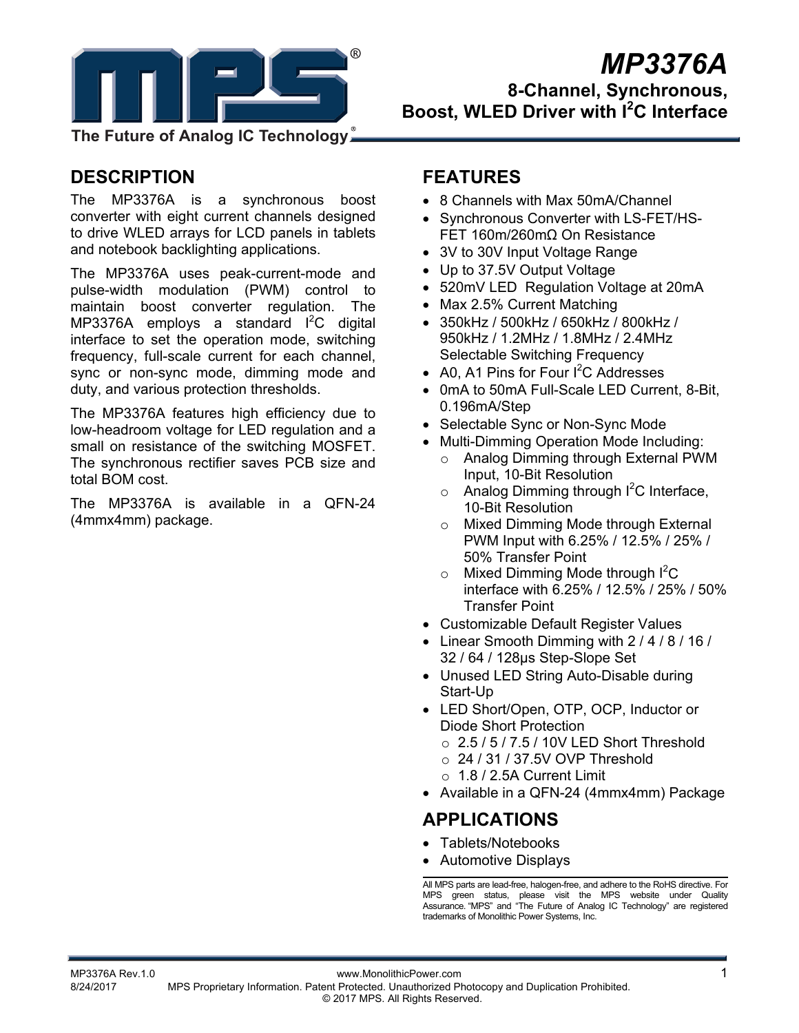# MP3376A

## 8-Channel, Synchronous, Boost, WLED Driver with I²C Interface

The Future of Analog IC Technology

## DESCRIPTION

The MP3376A is a synchronous boost converter with eight current channels designed to drive WLED arrays for LCD panels in tablets and notebook backlighting applications.

The MP3376A uses peak-current-mode and pulse-width modulation (PWM) control to maintain boost converter regulation. The MP3376A employs a standard I²C digital interface to set the operation mode, switching frequency, full-scale current for each channel, sync or non-sync mode, dimming mode and duty, and various protection thresholds.

The MP3376A features high efficiency due to low-headroom voltage for LED regulation and a small on resistance of the switching MOSFET. The synchronous rectifier saves PCB size and total BOM cost.

The MP3376A is available in a QFN-24 (4mmx4mm) package.

## FEATURES

- 8 Channels with Max 50mA/Channel
- Synchronous Converter with LS-FET/HS-FET 160mΩ/260mΩ On Resistance
- 3V to 30V Input Voltage Range
- Up to 37.5V Output Voltage
- 520mV LED Regulation Voltage at 20mA
- Max 2.5% Current Matching
- 350kHz / 500kHz / 650kHz / 800kHz / 950kHz / 1.2MHz / 1.8MHz / 2.4MHz Selectable Switching Frequency
- A0, A1 Pins for Four I²C Addresses
- 0mA to 50mA Full-Scale LED Current, 8-Bit, 0.196mA/Step
- Selectable Sync or Non-Sync Mode
- Multi-Dimming Operation Mode Including:
  - Analog Dimming through External PWM Input, 10-Bit Resolution
  - Analog Dimming through I²C Interface, 10-Bit Resolution
  - Mixed Dimming Mode through External PWM Input with 6.25% / 12.5% / 25% / 50% Transfer Point
  - Mixed Dimming Mode through I²C interface with 6.25% / 12.5% / 25% / 50% Transfer Point
- Customizable Default Register Values
- Linear Smooth Dimming with 2 / 4 / 8 / 16 / 32 / 64 / 128µs Step-Slope Set
- Unused LED String Auto-Disable during Start-Up
- LED Short/Open, OTP, OCP, Inductor or Diode Short Protection
  - 2.5 / 5 / 7.5 / 10V LED Short Threshold
  - 24 / 31 / 37.5V OVP Threshold
  - 1.8 / 2.5A Current Limit
- Available in a QFN-24 (4mmx4mm) Package

## APPLICATIONS

- Tablets/Notebooks
- Automotive Displays

All MPS parts are lead-free, halogen-free, and adhere to the RoHS directive. For MPS green status, please visit the MPS website under Quality Assurance. "MPS" and "The Future of Analog IC Technology" are registered trademarks of Monolithic Power Systems, Inc.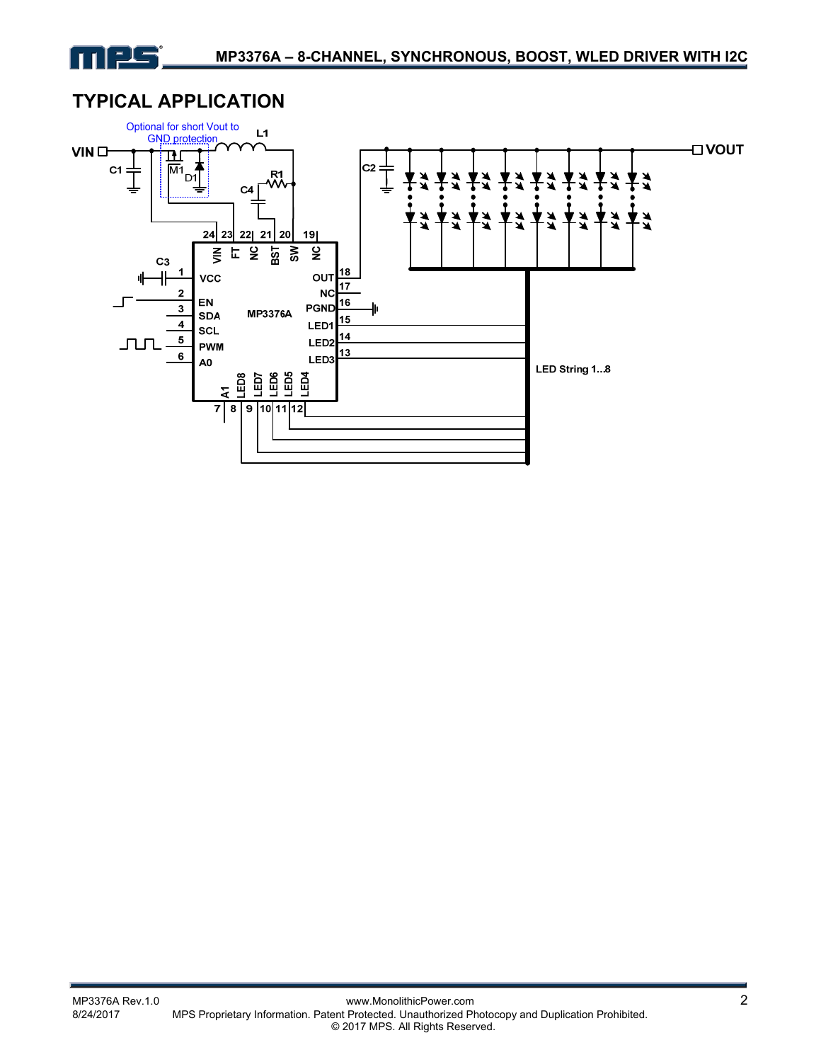## TYPICAL APPLICATION

Optional for short Vout to GND protection

VIN, VOUT, L1, C1, C2, C3, C4, R1, M1, D1

| Pin | Name | Pin | Name |
|---|---|---|---|
| 1 | VCC | 13 | LED3 |
| 2 | EN | 14 | LED2 |
| 3 | SDA | 15 | LED1 |
| 4 | SCL | 16 | PGND |
| 5 | PWM | 17 | NC |
| 6 | A0 | 18 | OUT |
| 7 | A1 | 19 | NC |
| 8 | LED8 | 20 | SW |
| 9 | LED7 | 21 | BST |
| 10 | LED6 | 22 | NC |
| 11 | LED5 | 23 | FT |
| 12 | LED4 | 24 | VIN |

MP3376A

LED String 1...8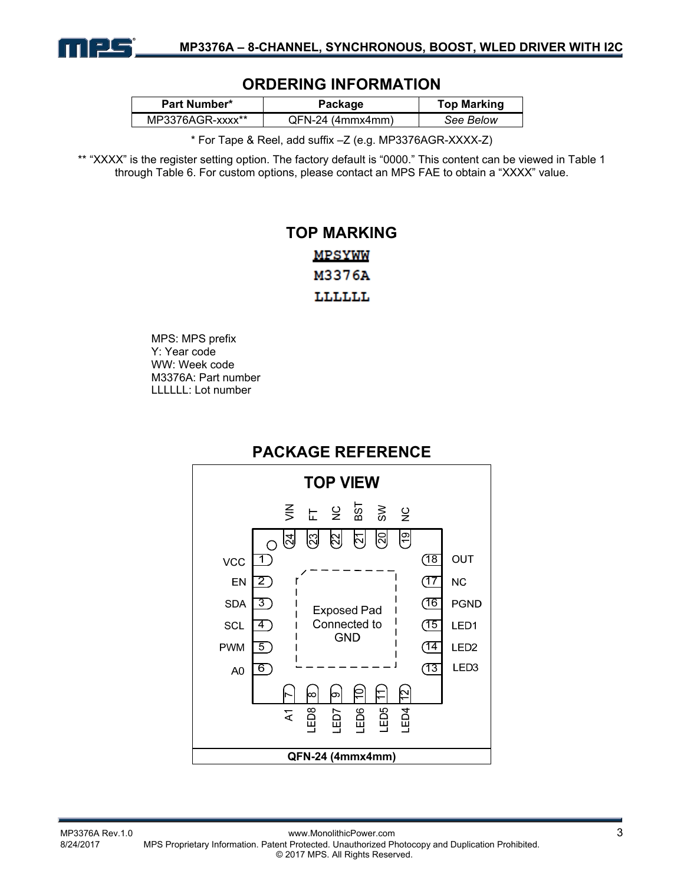## ORDERING INFORMATION

| Part Number* | Package | Top Marking |
| --- | --- | --- |
| MP3376AGR-xxxx** | QFN-24 (4mmx4mm) | *See Below* |

\* For Tape & Reel, add suffix –Z (e.g. MP3376AGR-XXXX-Z)

** "XXXX" is the register setting option. The factory default is "0000." This content can be viewed in Table 1 through Table 6. For custom options, please contact an MPS FAE to obtain a "XXXX" value.

## TOP MARKING

MPSYWW
M3376A
LLLLLL

MPS: MPS prefix
Y: Year code
WW: Week code
M3376A: Part number
LLLLLL: Lot number

## PACKAGE REFERENCE

**TOP VIEW**

| Pin | Name |
| --- | --- |
| 1 | VCC |
| 2 | EN |
| 3 | SDA |
| 4 | SCL |
| 5 | PWM |
| 6 | A0 |
| 7 | A1 |
| 8 | LED8 |
| 9 | LED7 |
| 10 | LED6 |
| 11 | LED5 |
| 12 | LED4 |
| 13 | LED3 |
| 14 | LED2 |
| 15 | LED1 |
| 16 | PGND |
| 17 | NC |
| 18 | OUT |
| 19 | NC |
| 20 | SW |
| 21 | BST |
| 22 | NC |
| 23 | FT |
| 24 | VIN |

Exposed Pad Connected to GND

**QFN-24 (4mmx4mm)**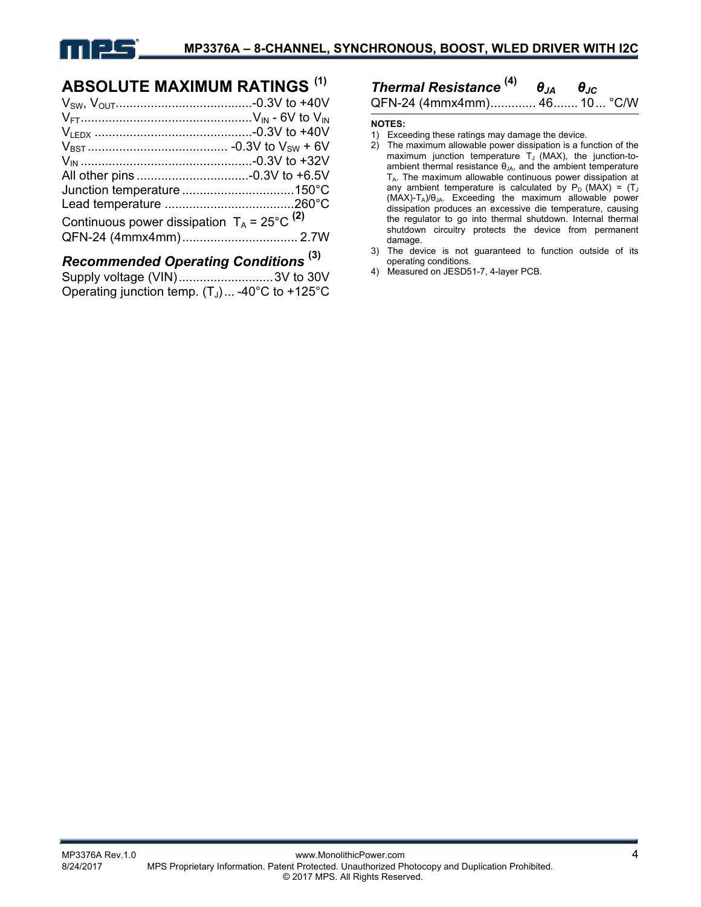## ABSOLUTE MAXIMUM RATINGS (1)

$V_{SW}$, $V_{OUT}$ ........................................ -0.3V to +40V
$V_{FT}$ ........................................ $V_{IN}$ - 6V to $V_{IN}$
$V_{LEDX}$ ........................................ -0.3V to +40V
$V_{BST}$ ........................................ -0.3V to $V_{SW}$ + 6V
$V_{IN}$ ........................................ -0.3V to +32V
All other pins ........................................ -0.3V to +6.5V
Junction temperature ........................................ 150°C
Lead temperature ........................................ 260°C
Continuous power dissipation $T_A$ = 25°C (2)
QFN-24 (4mmx4mm) ........................................ 2.7W

### Recommended Operating Conditions (3)

Supply voltage (VIN) ........................................ 3V to 30V
Operating junction temp. ($T_J$) ... -40°C to +125°C

### Thermal Resistance (4)

| | $\theta_{JA}$ | $\theta_{JC}$ | |
|---|---|---|---|
| QFN-24 (4mmx4mm) | 46 | 10 | °C/W |

**NOTES:**

1) Exceeding these ratings may damage the device.
2) The maximum allowable power dissipation is a function of the maximum junction temperature $T_J$ (MAX), the junction-to-ambient thermal resistance $\theta_{JA}$, and the ambient temperature $T_A$. The maximum allowable continuous power dissipation at any ambient temperature is calculated by $P_D$ (MAX) = ($T_J$ (MAX)-$T_A$)/$\theta_{JA}$. Exceeding the maximum allowable power dissipation produces an excessive die temperature, causing the regulator to go into thermal shutdown. Internal thermal shutdown circuitry protects the device from permanent damage.
3) The device is not guaranteed to function outside of its operating conditions.
4) Measured on JESD51-7, 4-layer PCB.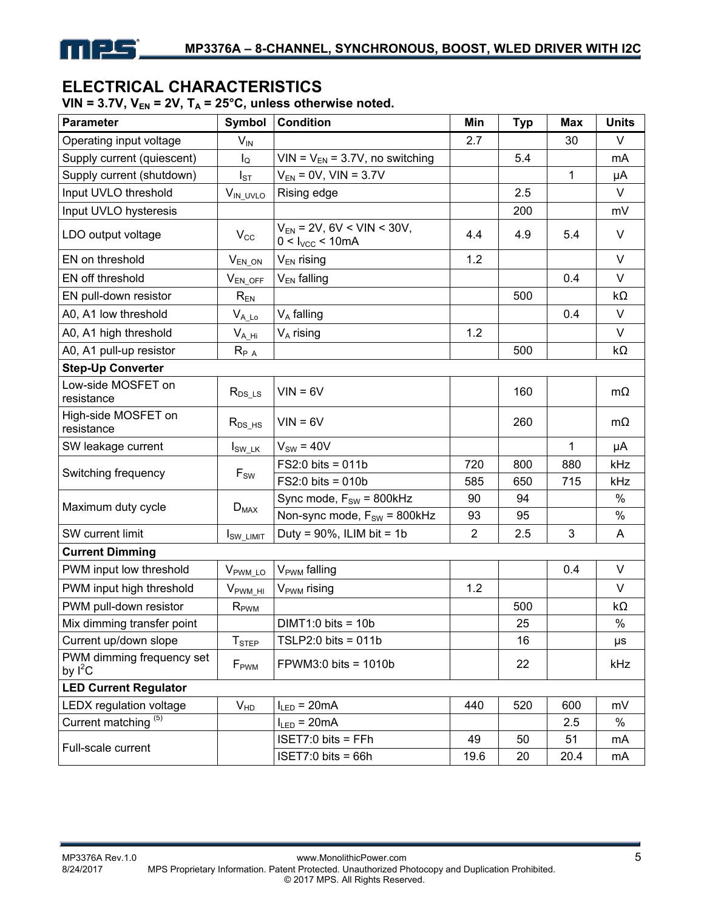## ELECTRICAL CHARACTERISTICS

**VIN = 3.7V, $V_{EN}$ = 2V, $T_A$ = 25°C, unless otherwise noted.**

| Parameter | Symbol | Condition | Min | Typ | Max | Units |
|---|---|---|---|---|---|---|
| Operating input voltage | $V_{IN}$ | | 2.7 | | 30 | V |
| Supply current (quiescent) | $I_Q$ | VIN = $V_{EN}$ = 3.7V, no switching | | 5.4 | | mA |
| Supply current (shutdown) | $I_{ST}$ | $V_{EN}$ = 0V, VIN = 3.7V | | | 1 | µA |
| Input UVLO threshold | $V_{IN\_UVLO}$ | Rising edge | | 2.5 | | V |
| Input UVLO hysteresis | | | | 200 | | mV |
| LDO output voltage | $V_{CC}$ | $V_{EN}$ = 2V, 6V < VIN < 30V, 0 < $I_{VCC}$ < 10mA | 4.4 | 4.9 | 5.4 | V |
| EN on threshold | $V_{EN\_ON}$ | $V_{EN}$ rising | 1.2 | | | V |
| EN off threshold | $V_{EN\_OFF}$ | $V_{EN}$ falling | | | 0.4 | V |
| EN pull-down resistor | $R_{EN}$ | | | 500 | | kΩ |
| A0, A1 low threshold | $V_{A\_Lo}$ | $V_A$ falling | | | 0.4 | V |
| A0, A1 high threshold | $V_{A\_Hi}$ | $V_A$ rising | 1.2 | | | V |
| A0, A1 pull-up resistor | $R_{P\_A}$ | | | 500 | | kΩ |
| **Step-Up Converter** | | | | | | |
| Low-side MOSFET on resistance | $R_{DS\_LS}$ | VIN = 6V | | 160 | | mΩ |
| High-side MOSFET on resistance | $R_{DS\_HS}$ | VIN = 6V | | 260 | | mΩ |
| SW leakage current | $I_{SW\_LK}$ | $V_{SW}$ = 40V | | | 1 | µA |
| Switching frequency | $F_{SW}$ | FS2:0 bits = 011b | 720 | 800 | 880 | kHz |
| | | FS2:0 bits = 010b | 585 | 650 | 715 | kHz |
| Maximum duty cycle | $D_{MAX}$ | Sync mode, $F_{SW}$ = 800kHz | 90 | 94 | | % |
| | | Non-sync mode, $F_{SW}$ = 800kHz | 93 | 95 | | % |
| SW current limit | $I_{SW\_LIMIT}$ | Duty = 90%, ILIM bit = 1b | 2 | 2.5 | 3 | A |
| **Current Dimming** | | | | | | |
| PWM input low threshold | $V_{PWM\_LO}$ | $V_{PWM}$ falling | | | 0.4 | V |
| PWM input high threshold | $V_{PWM\_HI}$ | $V_{PWM}$ rising | 1.2 | | | V |
| PWM pull-down resistor | $R_{PWM}$ | | | 500 | | kΩ |
| Mix dimming transfer point | | DIMT1:0 bits = 10b | | 25 | | % |
| Current up/down slope | $T_{STEP}$ | TSLP2:0 bits = 011b | | 16 | | µs |
| PWM dimming frequency set by $I^2C$ | $F_{PWM}$ | FPWM3:0 bits = 1010b | | 22 | | kHz |
| **LED Current Regulator** | | | | | | |
| LEDX regulation voltage | $V_{HD}$ | $I_{LED}$ = 20mA | 440 | 520 | 600 | mV |
| Current matching [5] | | $I_{LED}$ = 20mA | | | 2.5 | % |
| Full-scale current | | ISET7:0 bits = FFh | 49 | 50 | 51 | mA |
| | | ISET7:0 bits = 66h | 19.6 | 20 | 20.4 | mA |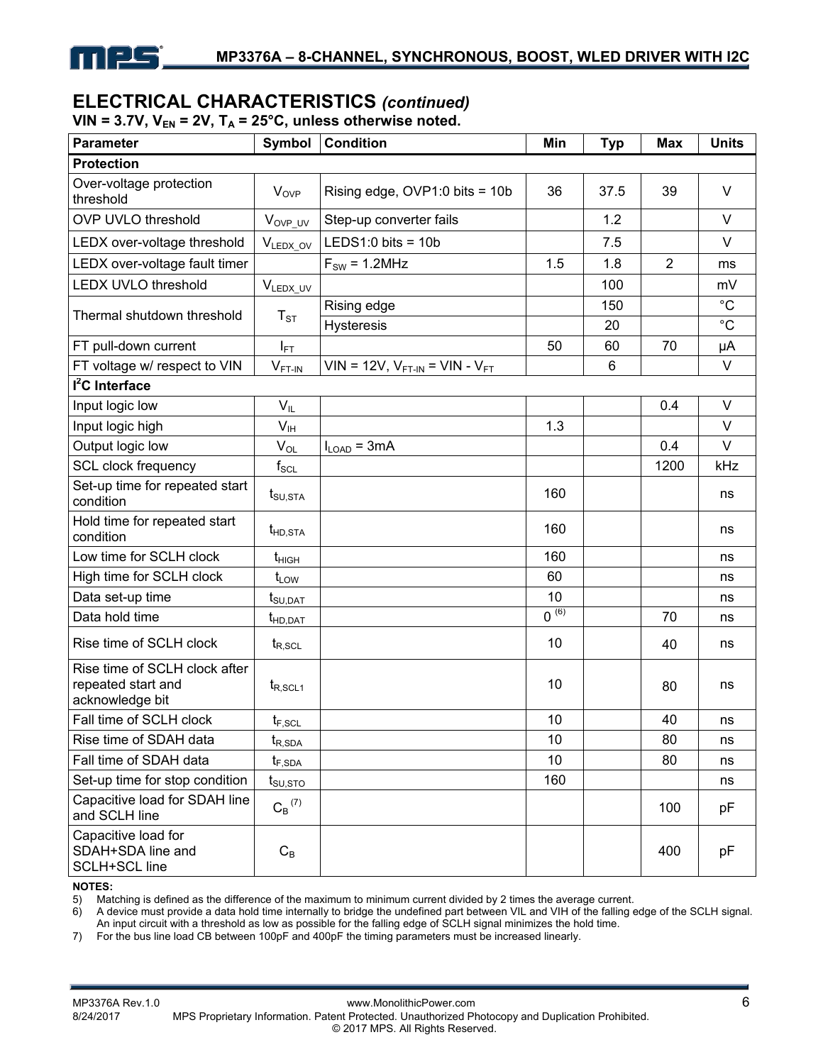## ELECTRICAL CHARACTERISTICS *(continued)*

**VIN = 3.7V, $V_{EN}$ = 2V, $T_A$ = 25°C, unless otherwise noted.**

| Parameter | Symbol | Condition | Min | Typ | Max | Units |
|---|---|---|---|---|---|---|
| **Protection** | | | | | | |
| Over-voltage protection threshold | $V_{OVP}$ | Rising edge, OVP1:0 bits = 10b | 36 | 37.5 | 39 | V |
| OVP UVLO threshold | $V_{OVP\_UV}$ | Step-up converter fails | | 1.2 | | V |
| LEDX over-voltage threshold | $V_{LEDX\_OV}$ | LEDS1:0 bits = 10b | | 7.5 | | V |
| LEDX over-voltage fault timer | | $F_{SW}$ = 1.2MHz | 1.5 | 1.8 | 2 | ms |
| LEDX UVLO threshold | $V_{LEDX\_UV}$ | | | 100 | | mV |
| Thermal shutdown threshold | $T_{ST}$ | Rising edge | | 150 | | °C |
| | | Hysteresis | | 20 | | °C |
| FT pull-down current | $I_{FT}$ | | 50 | 60 | 70 | μA |
| FT voltage w/ respect to VIN | $V_{FT\text{-}IN}$ | VIN = 12V, $V_{FT\text{-}IN}$ = VIN - $V_{FT}$ | | 6 | | V |
| **I²C Interface** | | | | | | |
| Input logic low | $V_{IL}$ | | | | 0.4 | V |
| Input logic high | $V_{IH}$ | | 1.3 | | | V |
| Output logic low | $V_{OL}$ | $I_{LOAD}$ = 3mA | | | 0.4 | V |
| SCL clock frequency | $f_{SCL}$ | | | | 1200 | kHz |
| Set-up time for repeated start condition | $t_{SU,STA}$ | | 160 | | | ns |
| Hold time for repeated start condition | $t_{HD,STA}$ | | 160 | | | ns |
| Low time for SCLH clock | $t_{HIGH}$ | | 160 | | | ns |
| High time for SCLH clock | $t_{LOW}$ | | 60 | | | ns |
| Data set-up time | $t_{SU,DAT}$ | | 10 | | | ns |
| Data hold time | $t_{HD,DAT}$ | | 0 (6) | | 70 | ns |
| Rise time of SCLH clock | $t_{R,SCL}$ | | 10 | | 40 | ns |
| Rise time of SCLH clock after repeated start and acknowledge bit | $t_{R,SCL1}$ | | 10 | | 80 | ns |
| Fall time of SCLH clock | $t_{F,SCL}$ | | 10 | | 40 | ns |
| Rise time of SDAH data | $t_{R,SDA}$ | | 10 | | 80 | ns |
| Fall time of SDAH data | $t_{F,SDA}$ | | 10 | | 80 | ns |
| Set-up time for stop condition | $t_{SU,STO}$ | | 160 | | | ns |
| Capacitive load for SDAH line and SCLH line | $C_B$ (7) | | | | 100 | pF |
| Capacitive load for SDAH+SDA line and SCLH+SCL line | $C_B$ | | | | 400 | pF |

**NOTES:**

5) Matching is defined as the difference of the maximum to minimum current divided by 2 times the average current.
6) A device must provide a data hold time internally to bridge the undefined part between VIL and VIH of the falling edge of the SCLH signal. An input circuit with a threshold as low as possible for the falling edge of SCLH signal minimizes the hold time.
7) For the bus line load CB between 100pF and 400pF the timing parameters must be increased linearly.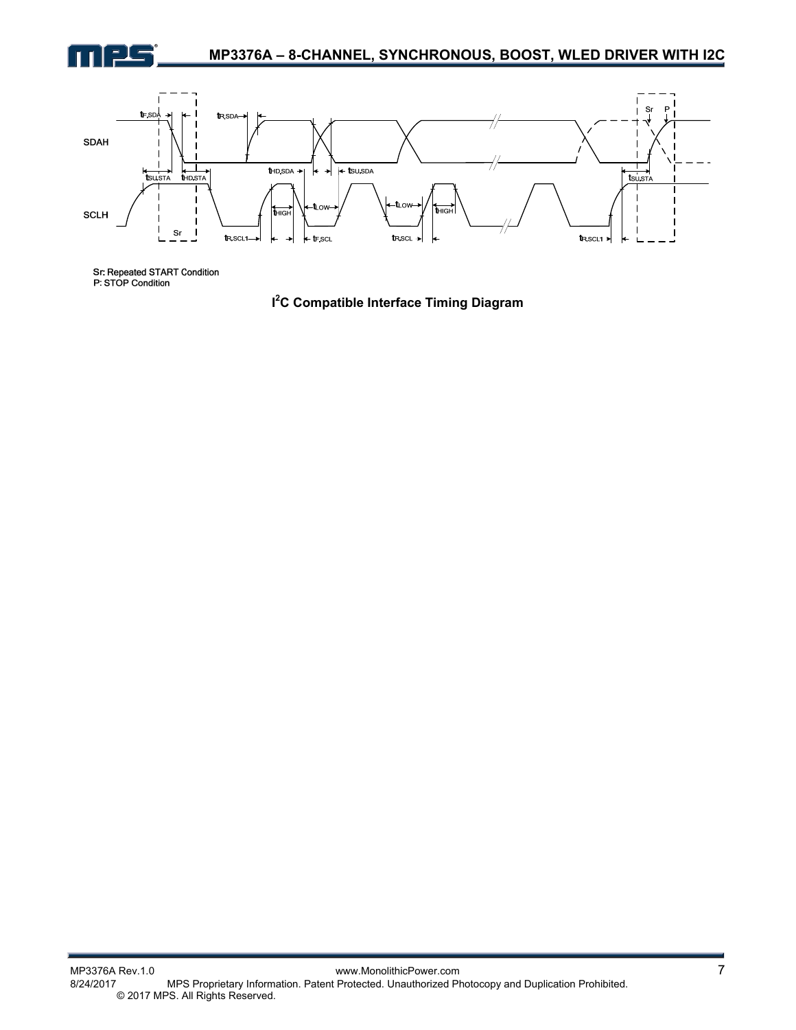Sr: Repeated START Condition
P: STOP Condition

**I²C Compatible Interface Timing Diagram**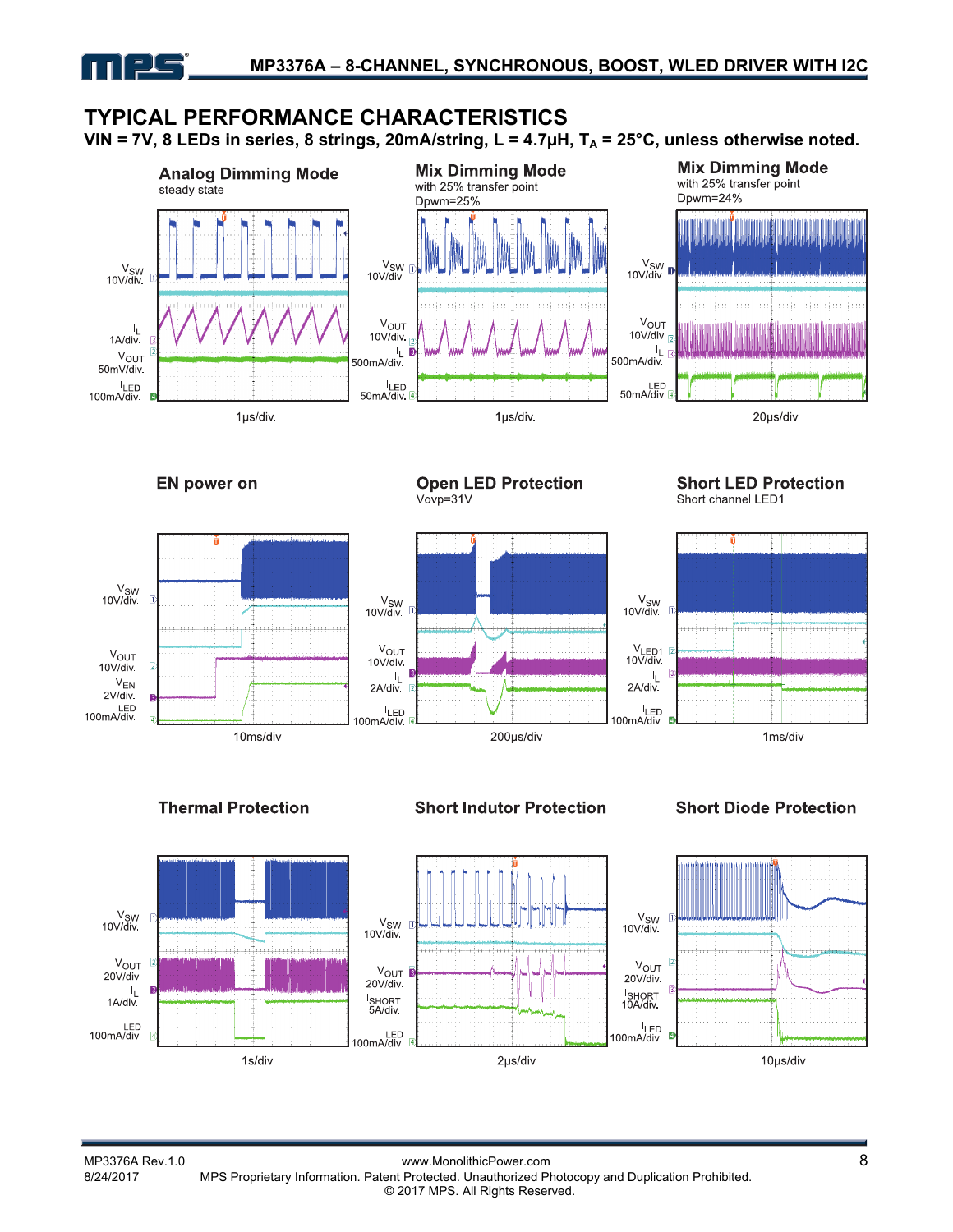## TYPICAL PERFORMANCE CHARACTERISTICS

**VIN = 7V, 8 LEDs in series, 8 strings, 20mA/string, L = 4.7µH, $T_A$ = 25°C, unless otherwise noted.**

**Analog Dimming Mode**
steady state

$V_{SW}$ 10V/div.
$I_L$ 1A/div.
$V_{OUT}$ 50mV/div.
$I_{LED}$ 100mA/div.

1µs/div.

**Mix Dimming Mode**
with 25% transfer point
Dpwm=25%

$V_{SW}$ 10V/div.
$V_{OUT}$ 10V/div.
$I_L$ 500mA/div.
$I_{LED}$ 50mA/div.

1µs/div.

**Mix Dimming Mode**
with 25% transfer point
Dpwm=24%

$V_{SW}$ 10V/div.
$V_{OUT}$ 10V/div.
$I_L$ 500mA/div.
$I_{LED}$ 50mA/div.

20µs/div.

**EN power on**

$V_{SW}$ 10V/div.
$V_{OUT}$ 10V/div.
$V_{EN}$ 2V/div.
$I_{LED}$ 100mA/div.

10ms/div

**Open LED Protection**
Vovp=31V

$V_{SW}$ 10V/div.
$V_{OUT}$ 10V/div.
$I_L$ 2A/div.
$I_{LED}$ 100mA/div.

200µs/div

**Short LED Protection**
Short channel LED1

$V_{SW}$ 10V/div.
$V_{LED1}$ 10V/div.
$I_L$ 2A/div.
$I_{LED}$ 100mA/div.

1ms/div

**Thermal Protection**

$V_{SW}$ 10V/div.
$V_{OUT}$ 20V/div.
$I_L$ 1A/div.
$I_{LED}$ 100mA/div.

1s/div

**Short Indutor Protection**

$V_{SW}$ 10V/div.
$V_{OUT}$ 20V/div.
$I_{SHORT}$ 5A/div.
$I_{LED}$ 100mA/div.

2µs/div

**Short Diode Protection**

$V_{SW}$ 10V/div.
$V_{OUT}$ 20V/div.
$I_{SHORT}$ 10A/div.
$I_{LED}$ 100mA/div.

10µs/div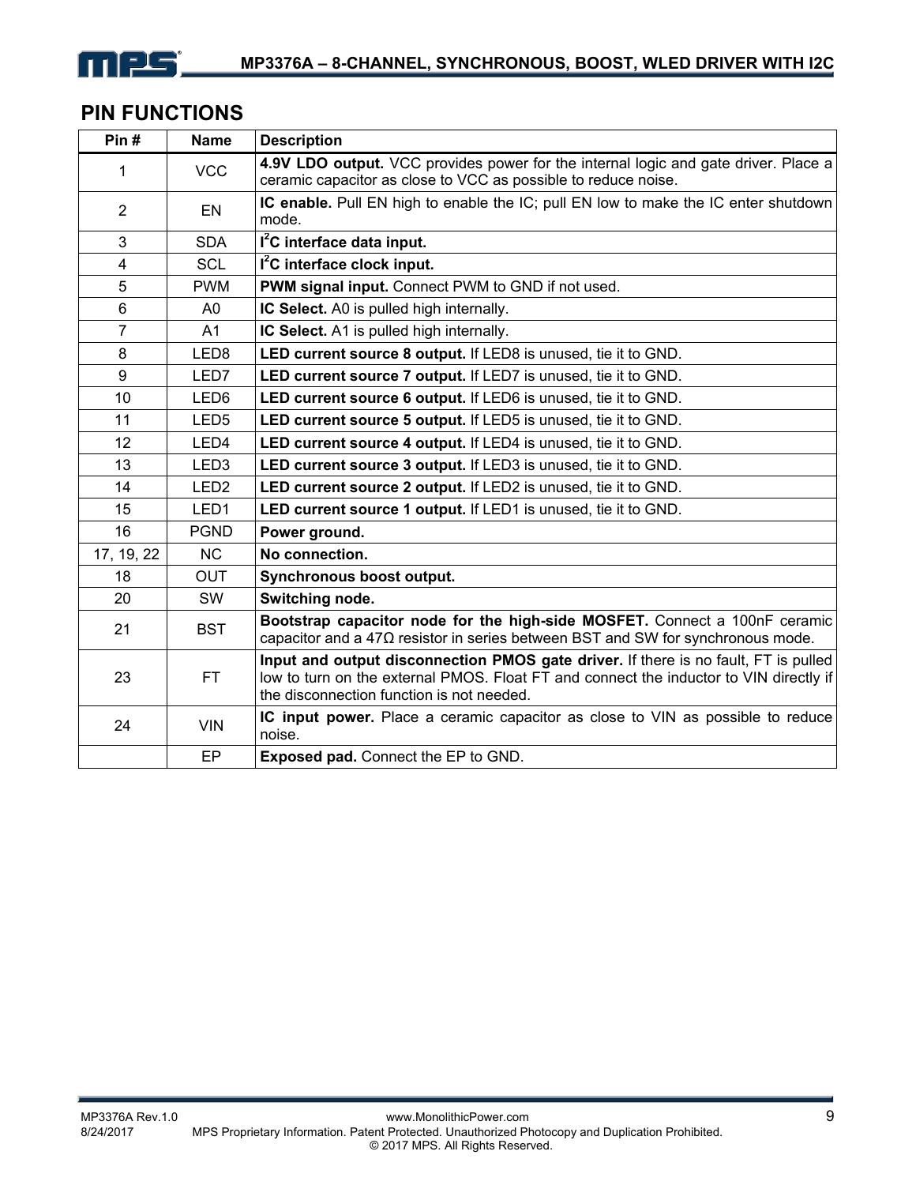## PIN FUNCTIONS

| Pin # | Name | Description |
|---|---|---|
| 1 | VCC | **4.9V LDO output.** VCC provides power for the internal logic and gate driver. Place a ceramic capacitor as close to VCC as possible to reduce noise. |
| 2 | EN | **IC enable.** Pull EN high to enable the IC; pull EN low to make the IC enter shutdown mode. |
| 3 | SDA | **$I^2C$ interface data input.** |
| 4 | SCL | **$I^2C$ interface clock input.** |
| 5 | PWM | **PWM signal input.** Connect PWM to GND if not used. |
| 6 | A0 | **IC Select.** A0 is pulled high internally. |
| 7 | A1 | **IC Select.** A1 is pulled high internally. |
| 8 | LED8 | **LED current source 8 output.** If LED8 is unused, tie it to GND. |
| 9 | LED7 | **LED current source 7 output.** If LED7 is unused, tie it to GND. |
| 10 | LED6 | **LED current source 6 output.** If LED6 is unused, tie it to GND. |
| 11 | LED5 | **LED current source 5 output.** If LED5 is unused, tie it to GND. |
| 12 | LED4 | **LED current source 4 output.** If LED4 is unused, tie it to GND. |
| 13 | LED3 | **LED current source 3 output.** If LED3 is unused, tie it to GND. |
| 14 | LED2 | **LED current source 2 output.** If LED2 is unused, tie it to GND. |
| 15 | LED1 | **LED current source 1 output.** If LED1 is unused, tie it to GND. |
| 16 | PGND | **Power ground.** |
| 17, 19, 22 | NC | **No connection.** |
| 18 | OUT | **Synchronous boost output.** |
| 20 | SW | **Switching node.** |
| 21 | BST | **Bootstrap capacitor node for the high-side MOSFET.** Connect a 100nF ceramic capacitor and a 47Ω resistor in series between BST and SW for synchronous mode. |
| 23 | FT | **Input and output disconnection PMOS gate driver.** If there is no fault, FT is pulled low to turn on the external PMOS. Float FT and connect the inductor to VIN directly if the disconnection function is not needed. |
| 24 | VIN | **IC input power.** Place a ceramic capacitor as close to VIN as possible to reduce noise. |
| | EP | **Exposed pad.** Connect the EP to GND. |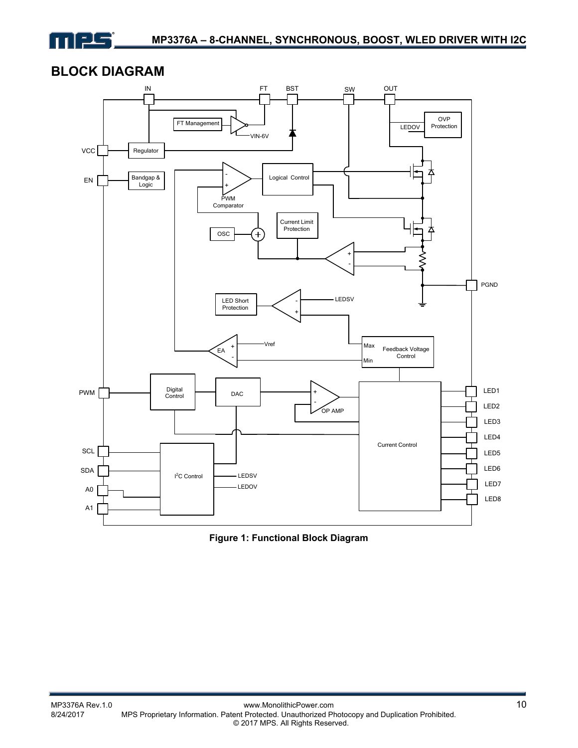## BLOCK DIAGRAM

Figure 1: Functional Block Diagram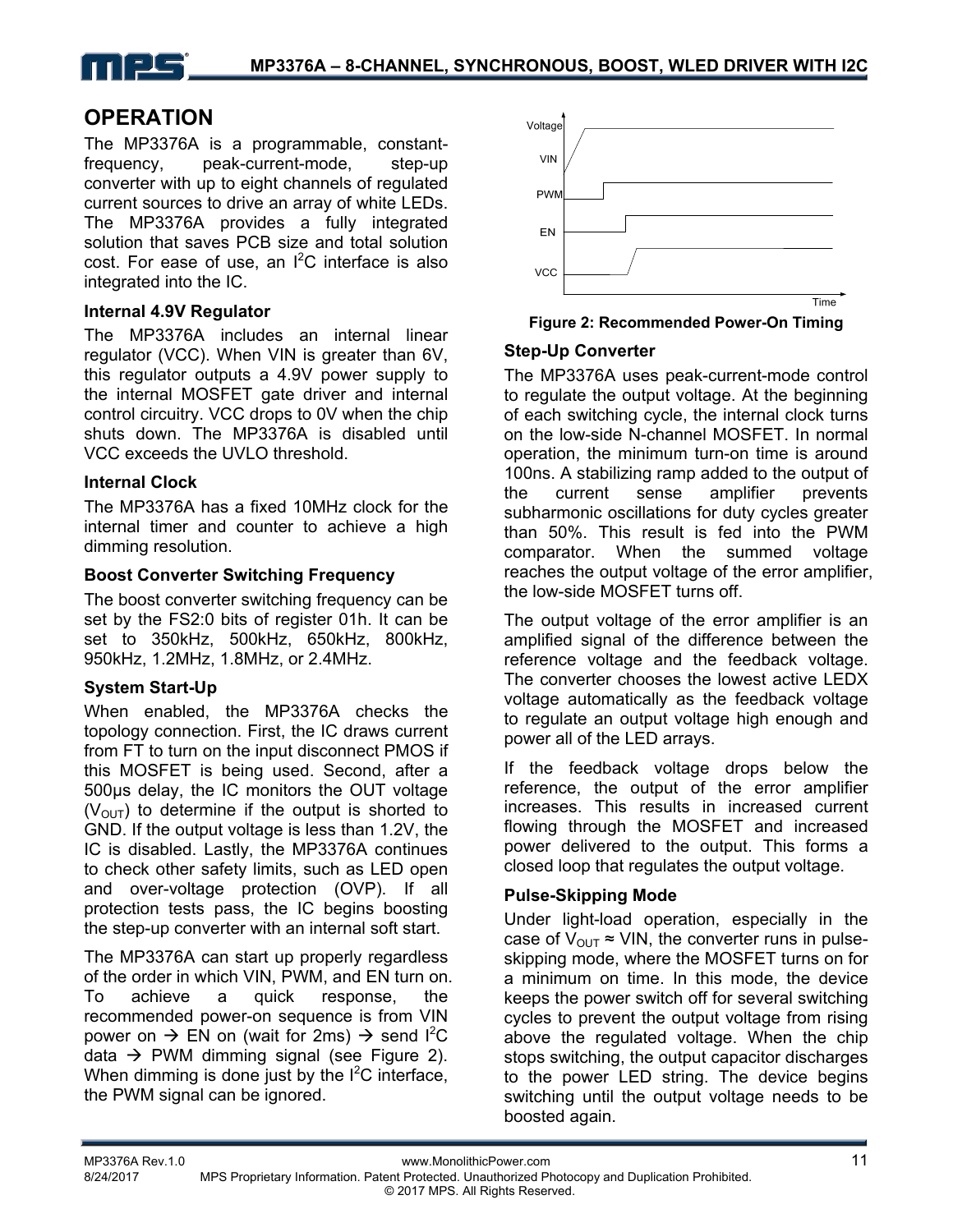## OPERATION

The MP3376A is a programmable, constant-frequency, peak-current-mode, step-up converter with up to eight channels of regulated current sources to drive an array of white LEDs. The MP3376A provides a fully integrated solution that saves PCB size and total solution cost. For ease of use, an I²C interface is also integrated into the IC.

### Internal 4.9V Regulator

The MP3376A includes an internal linear regulator (VCC). When VIN is greater than 6V, this regulator outputs a 4.9V power supply to the internal MOSFET gate driver and internal control circuitry. VCC drops to 0V when the chip shuts down. The MP3376A is disabled until VCC exceeds the UVLO threshold.

### Internal Clock

The MP3376A has a fixed 10MHz clock for the internal timer and counter to achieve a high dimming resolution.

### Boost Converter Switching Frequency

The boost converter switching frequency can be set by the FS2:0 bits of register 01h. It can be set to 350kHz, 500kHz, 650kHz, 800kHz, 950kHz, 1.2MHz, 1.8MHz, or 2.4MHz.

### System Start-Up

When enabled, the MP3376A checks the topology connection. First, the IC draws current from FT to turn on the input disconnect PMOS if this MOSFET is being used. Second, after a 500µs delay, the IC monitors the OUT voltage ($V_{OUT}$) to determine if the output is shorted to GND. If the output voltage is less than 1.2V, the IC is disabled. Lastly, the MP3376A continues to check other safety limits, such as LED open and over-voltage protection (OVP). If all protection tests pass, the IC begins boosting the step-up converter with an internal soft start.

The MP3376A can start up properly regardless of the order in which VIN, PWM, and EN turn on. To achieve a quick response, the recommended power-on sequence is from VIN power on → EN on (wait for 2ms) → send I²C data → PWM dimming signal (see Figure 2). When dimming is done just by the I²C interface, the PWM signal can be ignored.

**Figure 2: Recommended Power-On Timing**

### Step-Up Converter

The MP3376A uses peak-current-mode control to regulate the output voltage. At the beginning of each switching cycle, the internal clock turns on the low-side N-channel MOSFET. In normal operation, the minimum turn-on time is around 100ns. A stabilizing ramp added to the output of the current sense amplifier prevents subharmonic oscillations for duty cycles greater than 50%. This result is fed into the PWM comparator. When the summed voltage reaches the output voltage of the error amplifier, the low-side MOSFET turns off.

The output voltage of the error amplifier is an amplified signal of the difference between the reference voltage and the feedback voltage. The converter chooses the lowest active LEDX voltage automatically as the feedback voltage to regulate an output voltage high enough and power all of the LED arrays.

If the feedback voltage drops below the reference, the output of the error amplifier increases. This results in increased current flowing through the MOSFET and increased power delivered to the output. This forms a closed loop that regulates the output voltage.

### Pulse-Skipping Mode

Under light-load operation, especially in the case of $V_{OUT} \approx$ VIN, the converter runs in pulse-skipping mode, where the MOSFET turns on for a minimum on time. In this mode, the device keeps the power switch off for several switching cycles to prevent the output voltage from rising above the regulated voltage. When the chip stops switching, the output capacitor discharges to the power LED string. The device begins switching until the output voltage needs to be boosted again.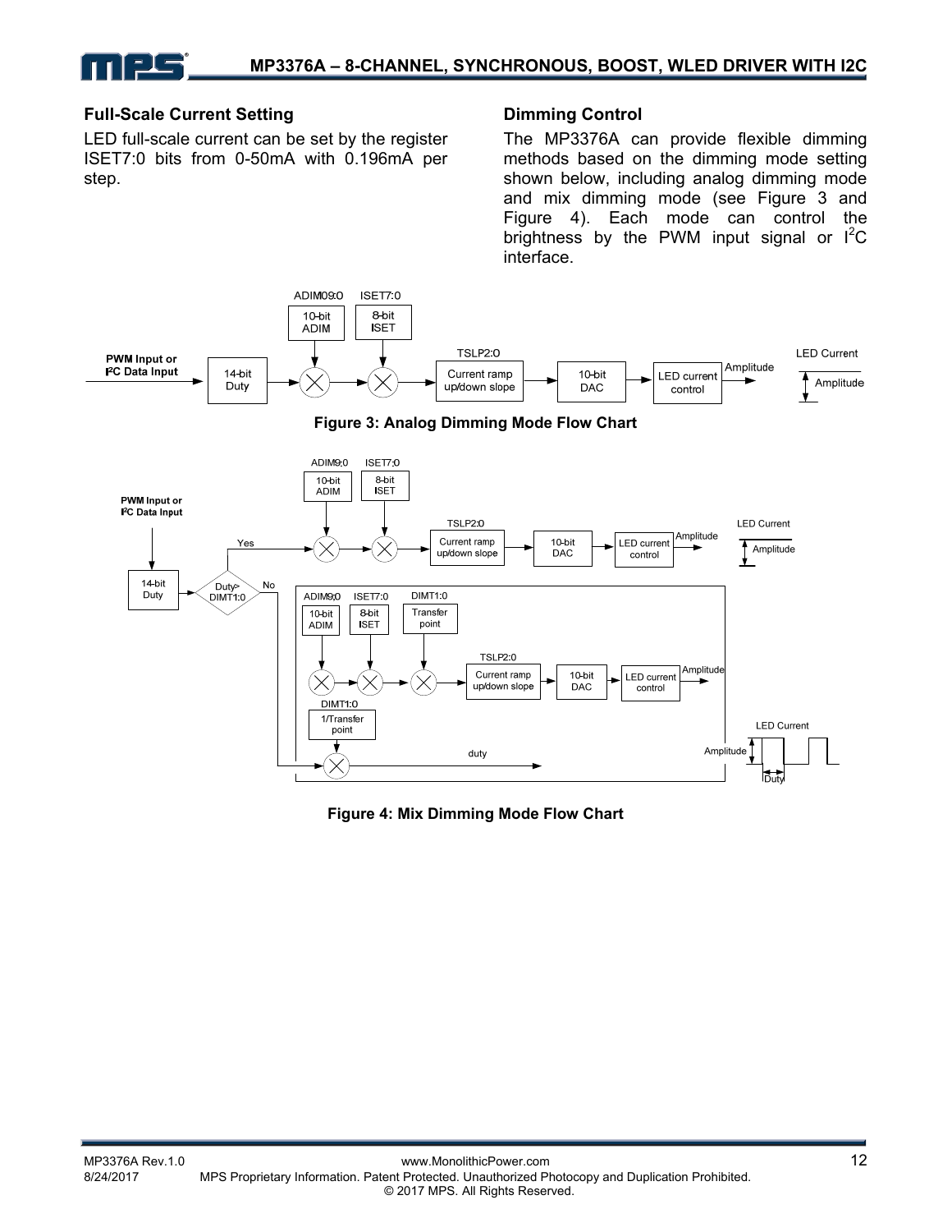### Full-Scale Current Setting

LED full-scale current can be set by the register ISET7:0 bits from 0-50mA with 0.196mA per step.

### Dimming Control

The MP3376A can provide flexible dimming methods based on the dimming mode setting shown below, including analog dimming mode and mix dimming mode (see Figure 3 and Figure 4). Each mode can control the brightness by the PWM input signal or $I^2C$ interface.

**Figure 3: Analog Dimming Mode Flow Chart**

**Figure 4: Mix Dimming Mode Flow Chart**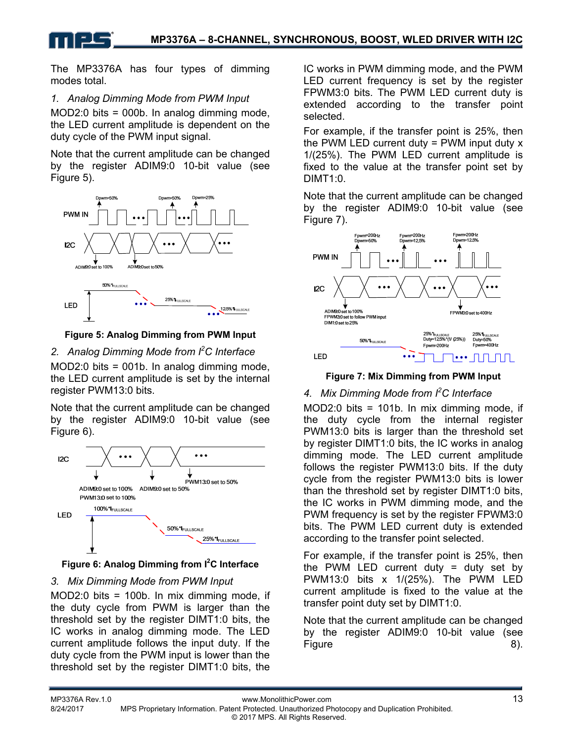The MP3376A has four types of dimming modes total.

*1. Analog Dimming Mode from PWM Input*

MOD2:0 bits = 000b. In analog dimming mode, the LED current amplitude is dependent on the duty cycle of the PWM input signal.

Note that the current amplitude can be changed by the register ADIM9:0 10-bit value (see Figure 5).

**Figure 5: Analog Dimming from PWM Input**

*2. Analog Dimming Mode from I²C Interface*

MOD2:0 bits = 001b. In analog dimming mode, the LED current amplitude is set by the internal register PWM13:0 bits.

Note that the current amplitude can be changed by the register ADIM9:0 10-bit value (see Figure 6).

**Figure 6: Analog Dimming from I²C Interface**

*3. Mix Dimming Mode from PWM Input*

MOD2:0 bits = 100b. In mix dimming mode, if the duty cycle from PWM is larger than the threshold set by the register DIMT1:0 bits, the IC works in analog dimming mode. The LED current amplitude follows the input duty. If the duty cycle from the PWM input is lower than the threshold set by the register DIMT1:0 bits, the IC works in PWM dimming mode, and the PWM LED current frequency is set by the register FPWM3:0 bits. The PWM LED current duty is extended according to the transfer point selected.

For example, if the transfer point is 25%, then the PWM LED current duty = PWM input duty x 1/(25%). The PWM LED current amplitude is fixed to the value at the transfer point set by DIMT1:0.

Note that the current amplitude can be changed by the register ADIM9:0 10-bit value (see Figure 7).

**Figure 7: Mix Dimming from PWM Input**

*4. Mix Dimming Mode from I²C Interface*

MOD2:0 bits = 101b. In mix dimming mode, if the duty cycle from the internal register PWM13:0 bits is larger than the threshold set by register DIMT1:0 bits, the IC works in analog dimming mode. The LED current amplitude follows the register PWM13:0 bits. If the duty cycle from the register PWM13:0 bits is lower than the threshold set by register DIMT1:0 bits, the IC works in PWM dimming mode, and the PWM frequency is set by the register FPWM3:0 bits. The PWM LED current duty is extended according to the transfer point selected.

For example, if the transfer point is 25%, then the PWM LED current duty = duty set by PWM13:0 bits x 1/(25%). The PWM LED current amplitude is fixed to the value at the transfer point duty set by DIMT1:0.

Note that the current amplitude can be changed by the register ADIM9:0 10-bit value (see Figure 8).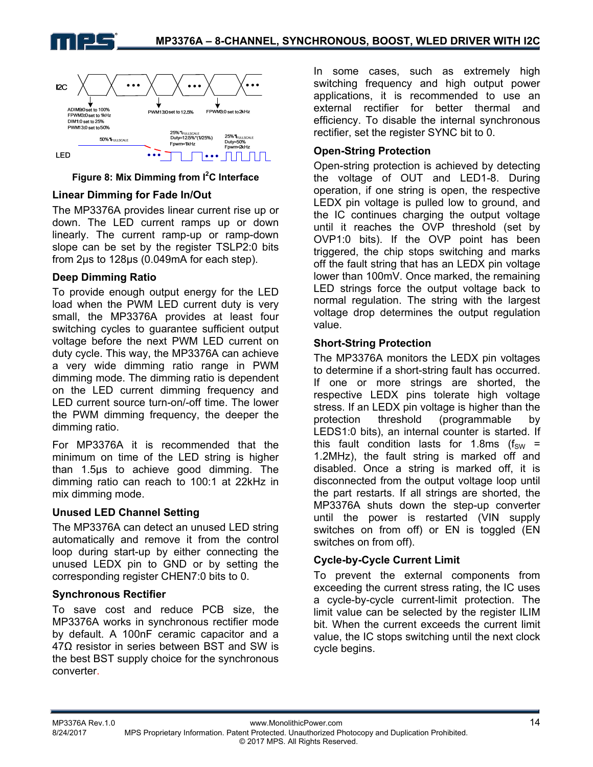Figure 8: Mix Dimming from I2C Interface

## Linear Dimming for Fade In/Out

The MP3376A provides linear current rise up or down. The LED current ramps up or ramp-down linearly. The current ramp-up or ramp-down slope can be set by the register TSLP2:0 bits from 2μs to 128μs (0.049mA for each step).

## Deep Dimming Ratio

To provide enough output energy for the LED load when the PWM LED current duty is very small, the MP3376A provides at least four switching cycles to guarantee sufficient output voltage before the next PWM LED current on duty cycle. This way, the MP3376A can achieve a very wide dimming ratio range in PWM dimming mode. The dimming ratio is dependent on the LED current dimming frequency and LED current source turn-on/-off time. The lower the PWM dimming frequency, the deeper the dimming ratio.

For MP3376A it is recommended that the minimum on time of the LED string is higher than 1.5μs to achieve good dimming. The dimming ratio can reach to 100:1 at 22kHz in mix dimming mode.

## Unused LED Channel Setting

The MP3376A can detect an unused LED string automatically and remove it from the control loop during start-up by either connecting the unused LEDX pin to GND or by setting the corresponding register CHEN7:0 bits to 0.

## Synchronous Rectifier

To save cost and reduce PCB size, the MP3376A works in synchronous rectifier mode by default. A 100nF ceramic capacitor and a 47Ω resistor in series between BST and SW is the best BST supply choice for the synchronous converter.

In some cases, such as extremely high switching frequency and high output power applications, it is recommended to use an external rectifier for better thermal and efficiency. To disable the internal synchronous rectifier, set the register SYNC bit to 0.

## Open-String Protection

Open-string protection is achieved by detecting the voltage of OUT and LED1-8. During operation, if one string is open, the respective LEDX pin voltage is pulled low to ground, and the IC continues charging the output voltage until it reaches the OVP threshold (set by OVP1:0 bits). If the OVP point has been triggered, the chip stops switching and marks off the fault string that has an LEDX pin voltage lower than 100mV. Once marked, the remaining LED strings force the output voltage back to normal regulation. The string with the largest voltage drop determines the output regulation value.

## Short-String Protection

The MP3376A monitors the LEDX pin voltages to determine if a short-string fault has occurred. If one or more strings are shorted, the respective LEDX pins tolerate high voltage stress. If an LEDX pin voltage is higher than the protection threshold (programmable by LEDS1:0 bits), an internal counter is started. If this fault condition lasts for 1.8ms ($f_{SW}$ = 1.2MHz), the fault string is marked off and disabled. Once a string is marked off, it is disconnected from the output voltage loop until the part restarts. If all strings are shorted, the MP3376A shuts down the step-up converter until the power is restarted (VIN supply switches on from off) or EN is toggled (EN switches on from off).

## Cycle-by-Cycle Current Limit

To prevent the external components from exceeding the current stress rating, the IC uses a cycle-by-cycle current-limit protection. The limit value can be selected by the register ILIM bit. When the current exceeds the current limit value, the IC stops switching until the next clock cycle begins.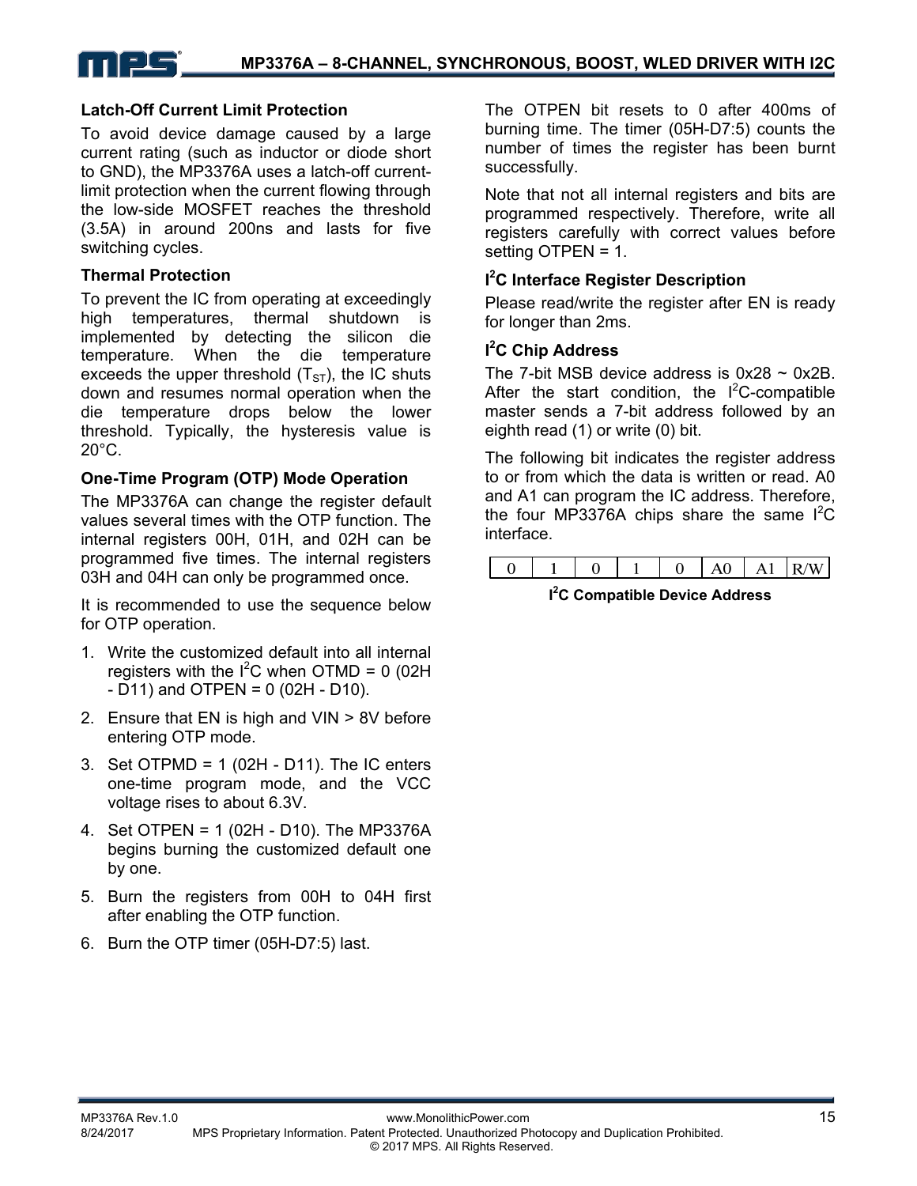### Latch-Off Current Limit Protection

To avoid device damage caused by a large current rating (such as inductor or diode short to GND), the MP3376A uses a latch-off current-limit protection when the current flowing through the low-side MOSFET reaches the threshold (3.5A) in around 200ns and lasts for five switching cycles.

### Thermal Protection

To prevent the IC from operating at exceedingly high temperatures, thermal shutdown is implemented by detecting the silicon die temperature. When the die temperature exceeds the upper threshold ($T_{ST}$), the IC shuts down and resumes normal operation when the die temperature drops below the lower threshold. Typically, the hysteresis value is 20°C.

### One-Time Program (OTP) Mode Operation

The MP3376A can change the register default values several times with the OTP function. The internal registers 00H, 01H, and 02H can be programmed five times. The internal registers 03H and 04H can only be programmed once.

It is recommended to use the sequence below for OTP operation.

1. Write the customized default into all internal registers with the $I^2C$ when OTMD = 0 (02H - D11) and OTPEN = 0 (02H - D10).
2. Ensure that EN is high and VIN > 8V before entering OTP mode.
3. Set OTPMD = 1 (02H - D11). The IC enters one-time program mode, and the VCC voltage rises to about 6.3V.
4. Set OTPEN = 1 (02H - D10). The MP3376A begins burning the customized default one by one.
5. Burn the registers from 00H to 04H first after enabling the OTP function.
6. Burn the OTP timer (05H-D7:5) last.

The OTPEN bit resets to 0 after 400ms of burning time. The timer (05H-D7:5) counts the number of times the register has been burnt successfully.

Note that not all internal registers and bits are programmed respectively. Therefore, write all registers carefully with correct values before setting OTPEN = 1.

### $I^2C$ Interface Register Description

Please read/write the register after EN is ready for longer than 2ms.

### $I^2C$ Chip Address

The 7-bit MSB device address is 0x28 ~ 0x2B. After the start condition, the $I^2C$-compatible master sends a 7-bit address followed by an eighth read (1) or write (0) bit.

The following bit indicates the register address to or from which the data is written or read. A0 and A1 can program the IC address. Therefore, the four MP3376A chips share the same $I^2C$ interface.

| 0 | 1 | 0 | 1 | 0 | A0 | A1 | R/W |
|---|---|---|---|---|---|---|---|

**$I^2C$ Compatible Device Address**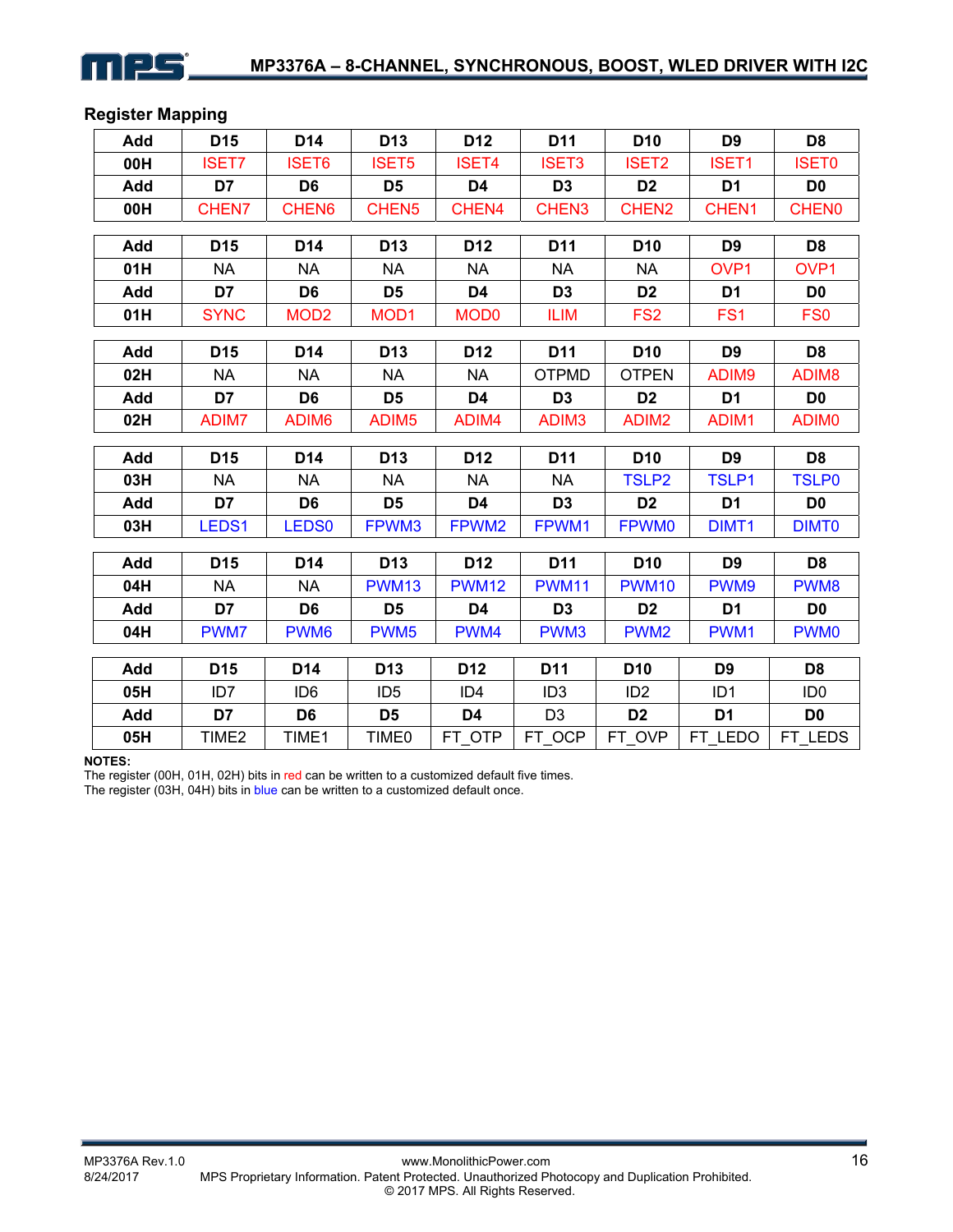## Register Mapping

| Add | D15 | D14 | D13 | D12 | D11 | D10 | D9 | D8 |
|---|---|---|---|---|---|---|---|---|
| 00H | ISET7 | ISET6 | ISET5 | ISET4 | ISET3 | ISET2 | ISET1 | ISET0 |
| Add | D7 | D6 | D5 | D4 | D3 | D2 | D1 | D0 |
| 00H | CHEN7 | CHEN6 | CHEN5 | CHEN4 | CHEN3 | CHEN2 | CHEN1 | CHEN0 |

| Add | D15 | D14 | D13 | D12 | D11 | D10 | D9 | D8 |
|---|---|---|---|---|---|---|---|---|
| 01H | NA | NA | NA | NA | NA | NA | OVP1 | OVP1 |
| Add | D7 | D6 | D5 | D4 | D3 | D2 | D1 | D0 |
| 01H | SYNC | MOD2 | MOD1 | MOD0 | ILIM | FS2 | FS1 | FS0 |

| Add | D15 | D14 | D13 | D12 | D11 | D10 | D9 | D8 |
|---|---|---|---|---|---|---|---|---|
| 02H | NA | NA | NA | NA | OTPMD | OTPEN | ADIM9 | ADIM8 |
| Add | D7 | D6 | D5 | D4 | D3 | D2 | D1 | D0 |
| 02H | ADIM7 | ADIM6 | ADIM5 | ADIM4 | ADIM3 | ADIM2 | ADIM1 | ADIM0 |

| Add | D15 | D14 | D13 | D12 | D11 | D10 | D9 | D8 |
|---|---|---|---|---|---|---|---|---|
| 03H | NA | NA | NA | NA | NA | TSLP2 | TSLP1 | TSLP0 |
| Add | D7 | D6 | D5 | D4 | D3 | D2 | D1 | D0 |
| 03H | LEDS1 | LEDS0 | FPWM3 | FPWM2 | FPWM1 | FPWM0 | DIMT1 | DIMT0 |

| Add | D15 | D14 | D13 | D12 | D11 | D10 | D9 | D8 |
|---|---|---|---|---|---|---|---|---|
| 04H | NA | NA | PWM13 | PWM12 | PWM11 | PWM10 | PWM9 | PWM8 |
| Add | D7 | D6 | D5 | D4 | D3 | D2 | D1 | D0 |
| 04H | PWM7 | PWM6 | PWM5 | PWM4 | PWM3 | PWM2 | PWM1 | PWM0 |

| Add | D15 | D14 | D13 | D12 | D11 | D10 | D9 | D8 |
|---|---|---|---|---|---|---|---|---|
| 05H | ID7 | ID6 | ID5 | ID4 | ID3 | ID2 | ID1 | ID0 |
| Add | D7 | D6 | D5 | D4 | D3 | D2 | D1 | D0 |
| 05H | TIME2 | TIME1 | TIME0 | FT_OTP | FT_OCP | FT_OVP | FT_LEDO | FT_LEDS |

**NOTES:**

The register (00H, 01H, 02H) bits in red can be written to a customized default five times.

The register (03H, 04H) bits in blue can be written to a customized default once.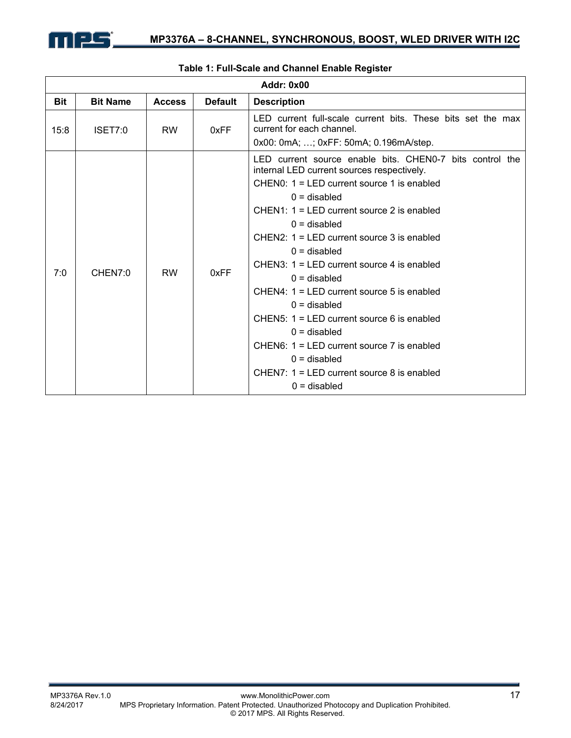**Table 1: Full-Scale and Channel Enable Register**

| Addr: 0x00 | | | | |
|---|---|---|---|---|
| **Bit** | **Bit Name** | **Access** | **Default** | **Description** |
| 15:8 | ISET7:0 | RW | 0xFF | LED current full-scale current bits. These bits set the max current for each channel.<br>0x00: 0mA; …; 0xFF: 50mA; 0.196mA/step. |
| 7:0 | CHEN7:0 | RW | 0xFF | LED current source enable bits. CHEN0-7 bits control the internal LED current sources respectively.<br>CHEN0: 1 = LED current source 1 is enabled<br>0 = disabled<br>CHEN1: 1 = LED current source 2 is enabled<br>0 = disabled<br>CHEN2: 1 = LED current source 3 is enabled<br>0 = disabled<br>CHEN3: 1 = LED current source 4 is enabled<br>0 = disabled<br>CHEN4: 1 = LED current source 5 is enabled<br>0 = disabled<br>CHEN5: 1 = LED current source 6 is enabled<br>0 = disabled<br>CHEN6: 1 = LED current source 7 is enabled<br>0 = disabled<br>CHEN7: 1 = LED current source 8 is enabled<br>0 = disabled |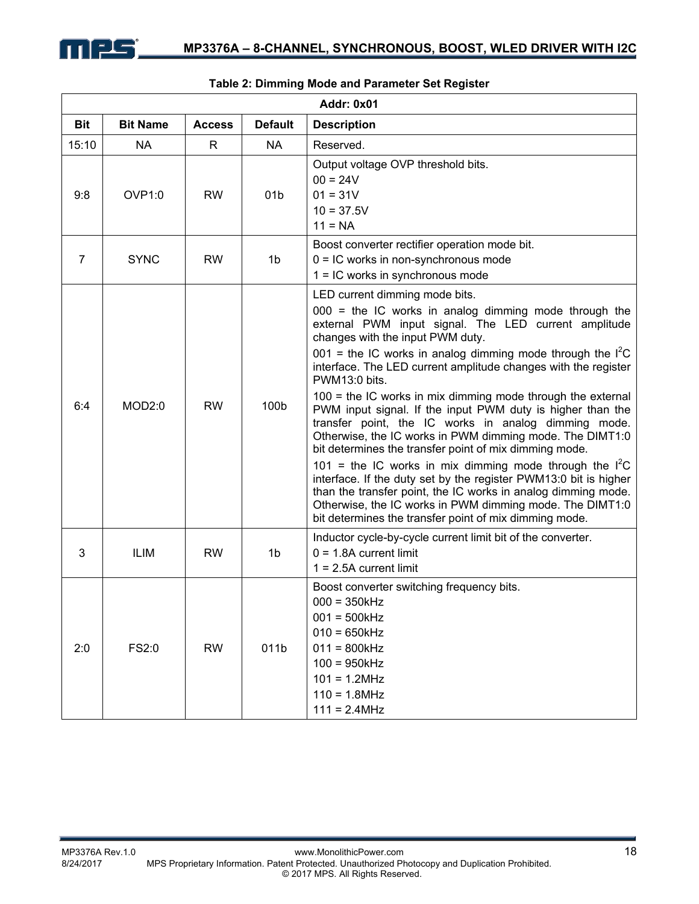**Table 2: Dimming Mode and Parameter Set Register**

| Addr: 0x01 | | | | |
|---|---|---|---|---|
| **Bit** | **Bit Name** | **Access** | **Default** | **Description** |
| 15:10 | NA | R | NA | Reserved. |
| 9:8 | OVP1:0 | RW | 01b | Output voltage OVP threshold bits.<br>00 = 24V<br>01 = 31V<br>10 = 37.5V<br>11 = NA |
| 7 | SYNC | RW | 1b | Boost converter rectifier operation mode bit.<br>0 = IC works in non-synchronous mode<br>1 = IC works in synchronous mode |
| 6:4 | MOD2:0 | RW | 100b | LED current dimming mode bits.<br>000 = the IC works in analog dimming mode through the external PWM input signal. The LED current amplitude changes with the input PWM duty.<br>001 = the IC works in analog dimming mode through the I$^2$C interface. The LED current amplitude changes with the register PWM13:0 bits.<br>100 = the IC works in mix dimming mode through the external PWM input signal. If the input PWM duty is higher than the transfer point, the IC works in analog dimming mode. Otherwise, the IC works in PWM dimming mode. The DIMT1:0 bit determines the transfer point of mix dimming mode.<br>101 = the IC works in mix dimming mode through the I$^2$C interface. If the duty set by the register PWM13:0 bit is higher than the transfer point, the IC works in analog dimming mode. Otherwise, the IC works in PWM dimming mode. The DIMT1:0 bit determines the transfer point of mix dimming mode. |
| 3 | ILIM | RW | 1b | Inductor cycle-by-cycle current limit bit of the converter.<br>0 = 1.8A current limit<br>1 = 2.5A current limit |
| 2:0 | FS2:0 | RW | 011b | Boost converter switching frequency bits.<br>000 = 350kHz<br>001 = 500kHz<br>010 = 650kHz<br>011 = 800kHz<br>100 = 950kHz<br>101 = 1.2MHz<br>110 = 1.8MHz<br>111 = 2.4MHz |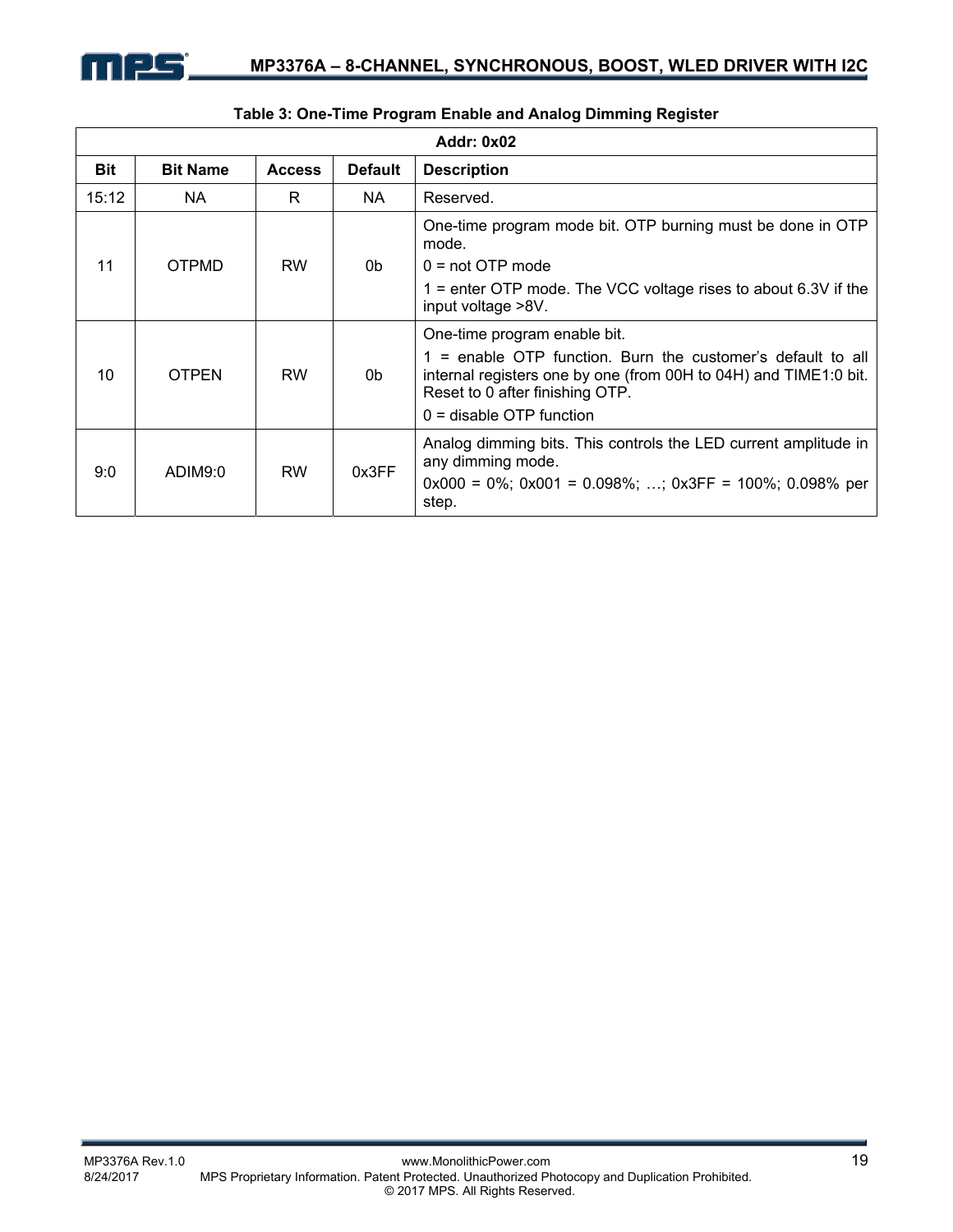**Table 3: One-Time Program Enable and Analog Dimming Register**

| Addr: 0x02 | | | | |
|---|---|---|---|---|
| **Bit** | **Bit Name** | **Access** | **Default** | **Description** |
| 15:12 | NA | R | NA | Reserved. |
| 11 | OTPMD | RW | 0b | One-time program mode bit. OTP burning must be done in OTP mode.<br>0 = not OTP mode<br>1 = enter OTP mode. The VCC voltage rises to about 6.3V if the input voltage >8V. |
| 10 | OTPEN | RW | 0b | One-time program enable bit.<br>1 = enable OTP function. Burn the customer's default to all internal registers one by one (from 00H to 04H) and TIME1:0 bit. Reset to 0 after finishing OTP.<br>0 = disable OTP function |
| 9:0 | ADIM9:0 | RW | 0x3FF | Analog dimming bits. This controls the LED current amplitude in any dimming mode.<br>0x000 = 0%; 0x001 = 0.098%; …; 0x3FF = 100%; 0.098% per step. |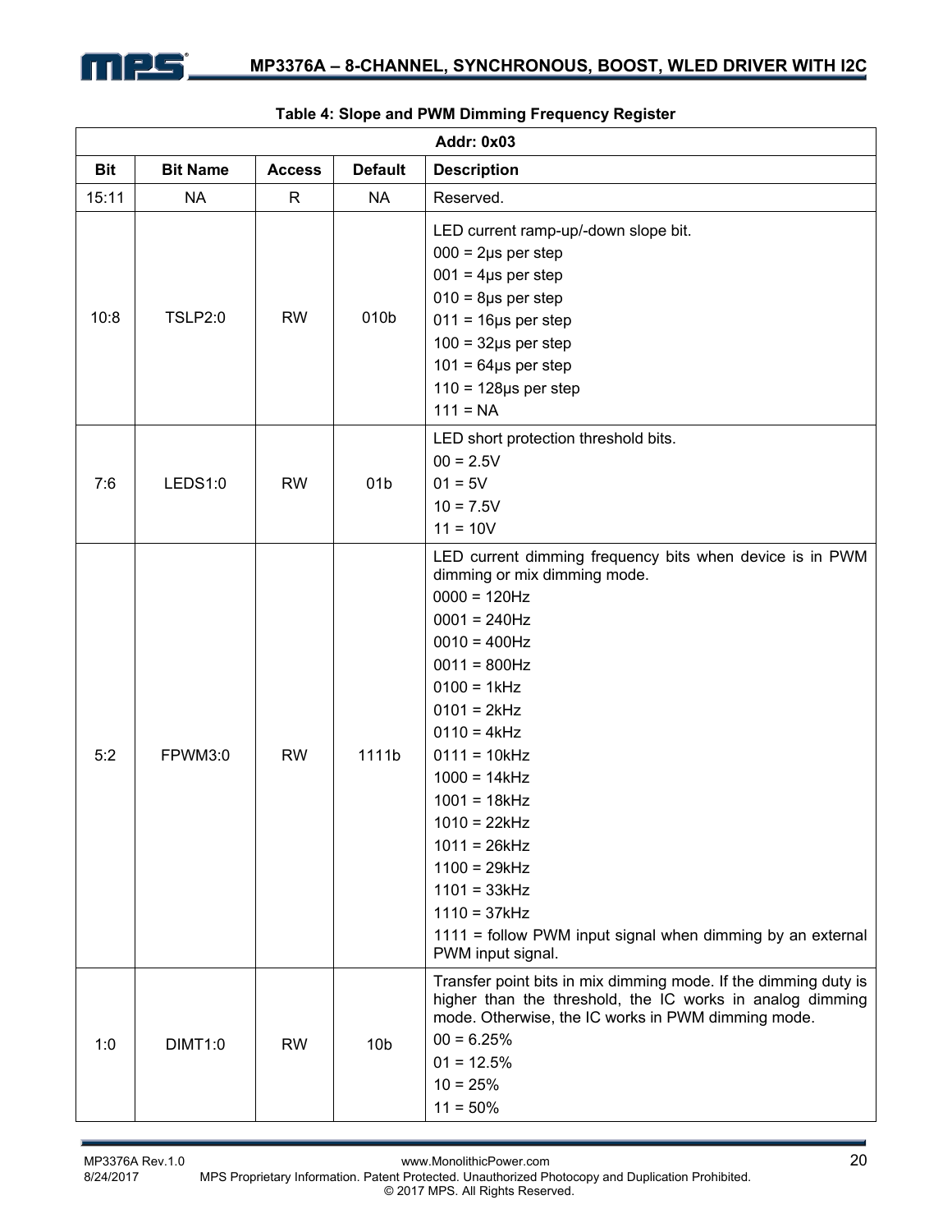**Table 4: Slope and PWM Dimming Frequency Register**

| Addr: 0x03 | | | | |
|---|---|---|---|---|
| **Bit** | **Bit Name** | **Access** | **Default** | **Description** |
| 15:11 | NA | R | NA | Reserved. |
| 10:8 | TSLP2:0 | RW | 010b | LED current ramp-up/-down slope bit.<br>000 = 2μs per step<br>001 = 4μs per step<br>010 = 8μs per step<br>011 = 16μs per step<br>100 = 32μs per step<br>101 = 64μs per step<br>110 = 128μs per step<br>111 = NA |
| 7:6 | LEDS1:0 | RW | 01b | LED short protection threshold bits.<br>00 = 2.5V<br>01 = 5V<br>10 = 7.5V<br>11 = 10V |
| 5:2 | FPWM3:0 | RW | 1111b | LED current dimming frequency bits when device is in PWM dimming or mix dimming mode.<br>0000 = 120Hz<br>0001 = 240Hz<br>0010 = 400Hz<br>0011 = 800Hz<br>0100 = 1kHz<br>0101 = 2kHz<br>0110 = 4kHz<br>0111 = 10kHz<br>1000 = 14kHz<br>1001 = 18kHz<br>1010 = 22kHz<br>1011 = 26kHz<br>1100 = 29kHz<br>1101 = 33kHz<br>1110 = 37kHz<br>1111 = follow PWM input signal when dimming by an external PWM input signal. |
| 1:0 | DIMT1:0 | RW | 10b | Transfer point bits in mix dimming mode. If the dimming duty is higher than the threshold, the IC works in analog dimming mode. Otherwise, the IC works in PWM dimming mode.<br>00 = 6.25%<br>01 = 12.5%<br>10 = 25%<br>11 = 50% |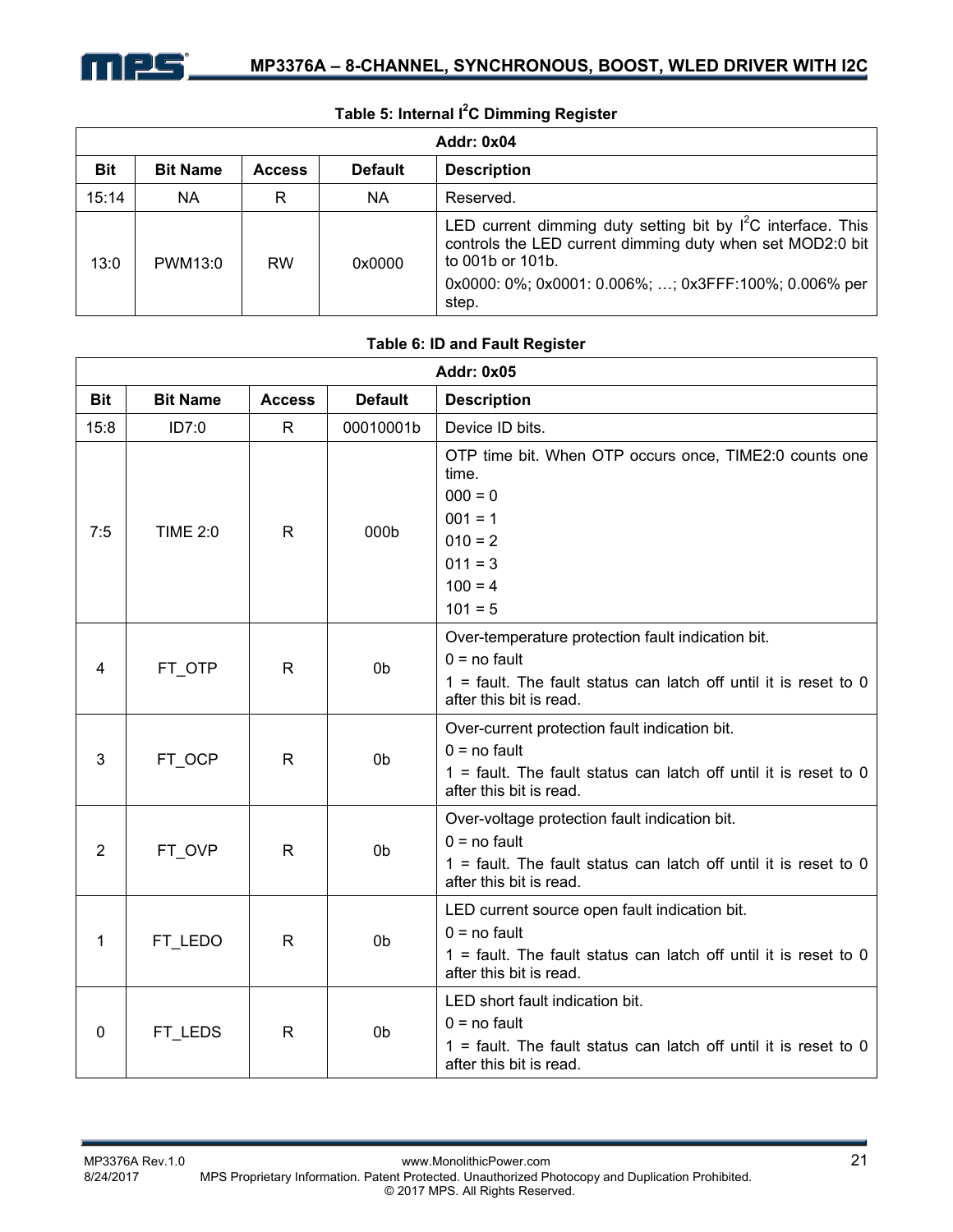**Table 5: Internal $I^2C$ Dimming Register**

| Addr: 0x04 | | | | |
|---|---|---|---|---|
| **Bit** | **Bit Name** | **Access** | **Default** | **Description** |
| 15:14 | NA | R | NA | Reserved. |
| 13:0 | PWM13:0 | RW | 0x0000 | LED current dimming duty setting bit by $I^2C$ interface. This controls the LED current dimming duty when set MOD2:0 bit to 001b or 101b.<br>0x0000: 0%; 0x0001: 0.006%; …; 0x3FFF:100%; 0.006% per step. |

**Table 6: ID and Fault Register**

| Addr: 0x05 | | | | |
|---|---|---|---|---|
| **Bit** | **Bit Name** | **Access** | **Default** | **Description** |
| 15:8 | ID7:0 | R | 00010001b | Device ID bits. |
| 7:5 | TIME 2:0 | R | 000b | OTP time bit. When OTP occurs once, TIME2:0 counts one time.<br>000 = 0<br>001 = 1<br>010 = 2<br>011 = 3<br>100 = 4<br>101 = 5 |
| 4 | FT_OTP | R | 0b | Over-temperature protection fault indication bit.<br>0 = no fault<br>1 = fault. The fault status can latch off until it is reset to 0 after this bit is read. |
| 3 | FT_OCP | R | 0b | Over-current protection fault indication bit.<br>0 = no fault<br>1 = fault. The fault status can latch off until it is reset to 0 after this bit is read. |
| 2 | FT_OVP | R | 0b | Over-voltage protection fault indication bit.<br>0 = no fault<br>1 = fault. The fault status can latch off until it is reset to 0 after this bit is read. |
| 1 | FT_LEDO | R | 0b | LED current source open fault indication bit.<br>0 = no fault<br>1 = fault. The fault status can latch off until it is reset to 0 after this bit is read. |
| 0 | FT_LEDS | R | 0b | LED short fault indication bit.<br>0 = no fault<br>1 = fault. The fault status can latch off until it is reset to 0 after this bit is read. |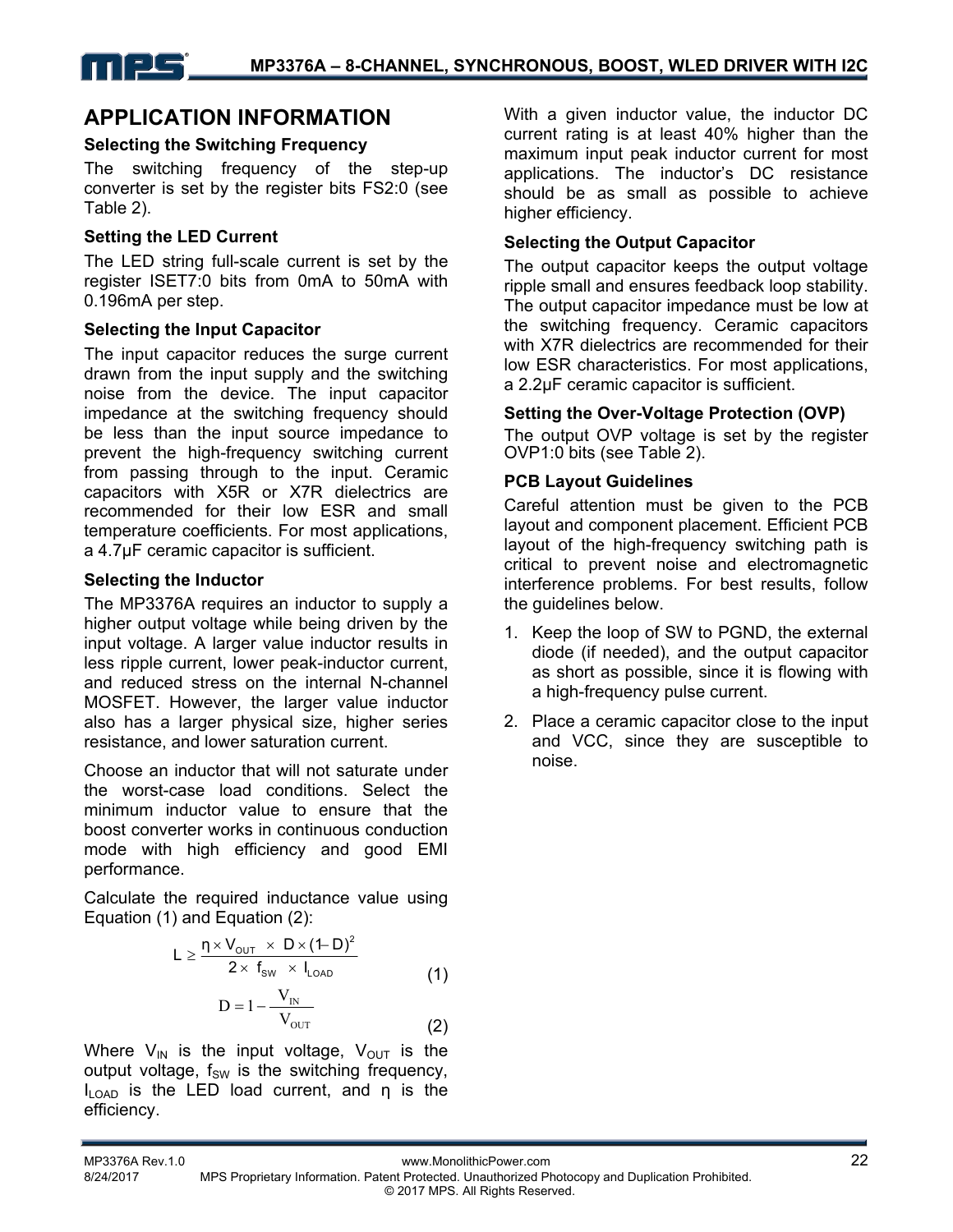## APPLICATION INFORMATION

### Selecting the Switching Frequency

The switching frequency of the step-up converter is set by the register bits FS2:0 (see Table 2).

### Setting the LED Current

The LED string full-scale current is set by the register ISET7:0 bits from 0mA to 50mA with 0.196mA per step.

### Selecting the Input Capacitor

The input capacitor reduces the surge current drawn from the input supply and the switching noise from the device. The input capacitor impedance at the switching frequency should be less than the input source impedance to prevent the high-frequency switching current from passing through to the input. Ceramic capacitors with X5R or X7R dielectrics are recommended for their low ESR and small temperature coefficients. For most applications, a 4.7µF ceramic capacitor is sufficient.

### Selecting the Inductor

The MP3376A requires an inductor to supply a higher output voltage while being driven by the input voltage. A larger value inductor results in less ripple current, lower peak-inductor current, and reduced stress on the internal N-channel MOSFET. However, the larger value inductor also has a larger physical size, higher series resistance, and lower saturation current.

Choose an inductor that will not saturate under the worst-case load conditions. Select the minimum inductor value to ensure that the boost converter works in continuous conduction mode with high efficiency and good EMI performance.

Calculate the required inductance value using Equation (1) and Equation (2):

$$L \geq \frac{\eta \times V_{OUT} \times D \times (1-D)^2}{2 \times f_{SW} \times I_{LOAD}} \quad (1)$$

$$D = 1 - \frac{V_{IN}}{V_{OUT}} \quad (2)$$

Where $V_{IN}$ is the input voltage, $V_{OUT}$ is the output voltage, $f_{SW}$ is the switching frequency, $I_{LOAD}$ is the LED load current, and η is the efficiency.

With a given inductor value, the inductor DC current rating is at least 40% higher than the maximum input peak inductor current for most applications. The inductor's DC resistance should be as small as possible to achieve higher efficiency.

### Selecting the Output Capacitor

The output capacitor keeps the output voltage ripple small and ensures feedback loop stability. The output capacitor impedance must be low at the switching frequency. Ceramic capacitors with X7R dielectrics are recommended for their low ESR characteristics. For most applications, a 2.2µF ceramic capacitor is sufficient.

### Setting the Over-Voltage Protection (OVP)

The output OVP voltage is set by the register OVP1:0 bits (see Table 2).

### PCB Layout Guidelines

Careful attention must be given to the PCB layout and component placement. Efficient PCB layout of the high-frequency switching path is critical to prevent noise and electromagnetic interference problems. For best results, follow the guidelines below.

1. Keep the loop of SW to PGND, the external diode (if needed), and the output capacitor as short as possible, since it is flowing with a high-frequency pulse current.
2. Place a ceramic capacitor close to the input and VCC, since they are susceptible to noise.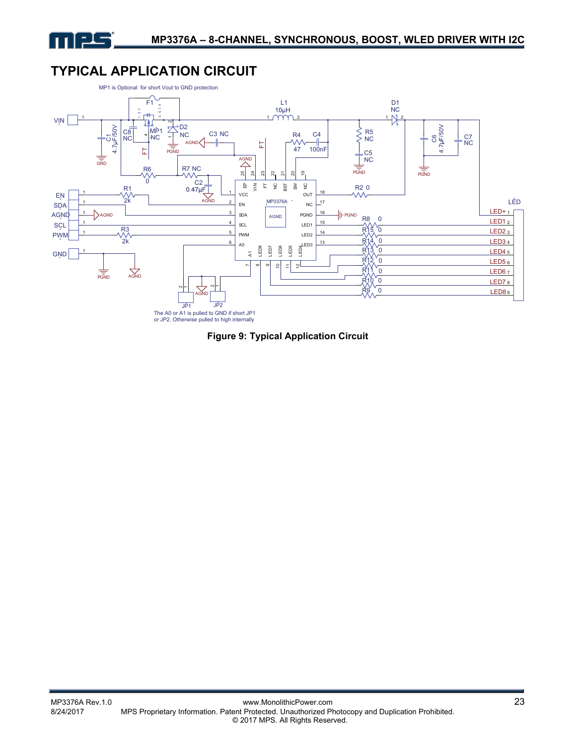## TYPICAL APPLICATION CIRCUIT

MP1 is Optional for short Vout to GND protection

The A0 or A1 is pulled to GND if short JP1 or JP2. Otherwise pulled to high internally

**Figure 9: Typical Application Circuit**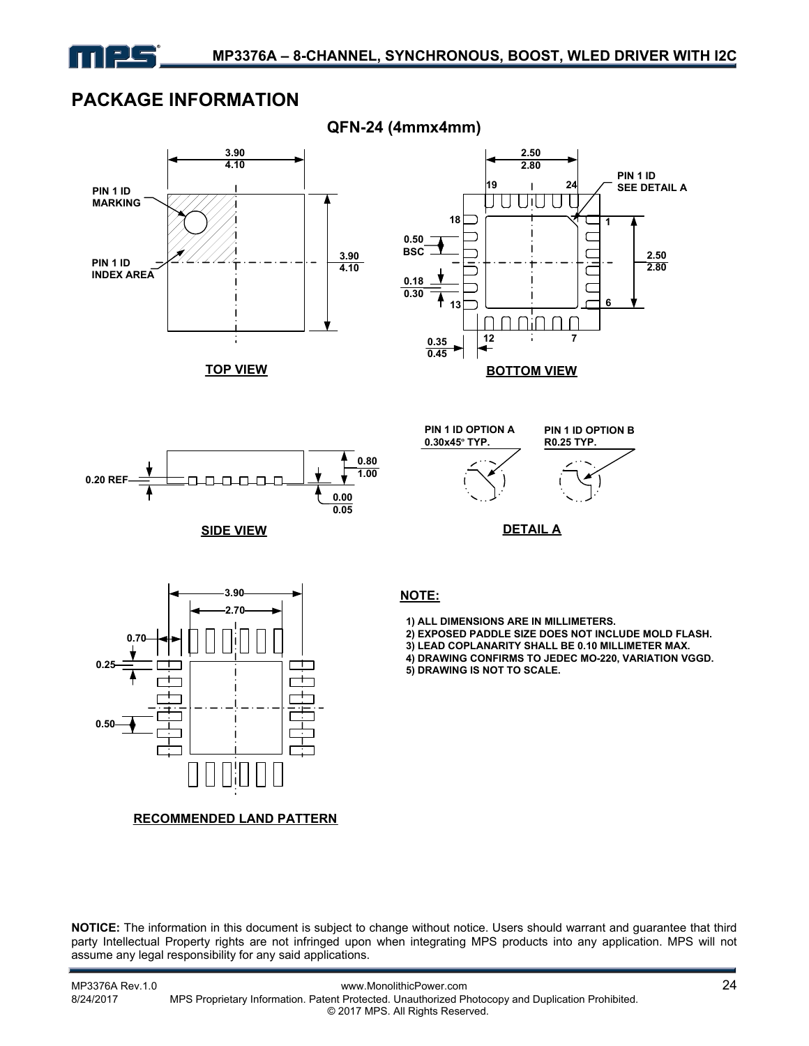# PACKAGE INFORMATION

## QFN-24 (4mmx4mm)

3.90
4.10

PIN 1 ID
MARKING

PIN 1 ID
INDEX AREA

3.90
4.10

**TOP VIEW**

2.50
2.80

19 24

PIN 1 ID
SEE DETAIL A

18

1

0.50
BSC

2.50
2.80

0.18
0.30

13

6

0.35
0.45

12 7

**BOTTOM VIEW**

0.20 REF

0.80
1.00

0.00
0.05

**SIDE VIEW**

PIN 1 ID OPTION A
0.30x45º TYP.

PIN 1 ID OPTION B
R0.25 TYP.

**DETAIL A**

3.90

2.70

0.70

0.25

0.50

**RECOMMENDED LAND PATTERN**

**NOTE:**

1) ALL DIMENSIONS ARE IN MILLIMETERS.
2) EXPOSED PADDLE SIZE DOES NOT INCLUDE MOLD FLASH.
3) LEAD COPLANARITY SHALL BE 0.10 MILLIMETER MAX.
4) DRAWING CONFIRMS TO JEDEC MO-220, VARIATION VGGD.
5) DRAWING IS NOT TO SCALE.

**NOTICE:** The information in this document is subject to change without notice. Users should warrant and guarantee that third party Intellectual Property rights are not infringed upon when integrating MPS products into any application. MPS will not assume any legal responsibility for any said applications.